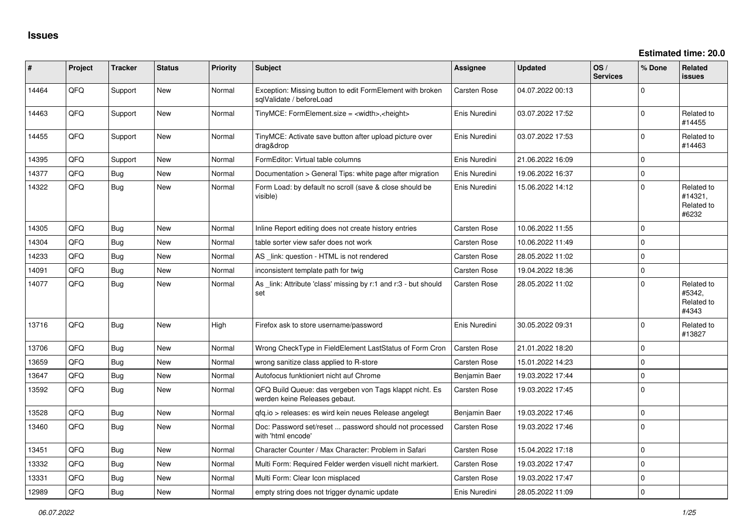# Issues

**Estimated time: 20.0**

| # | Project | Tracker | Status | Priority | Subject | Assignee | Updated | OS / Services | % Done | Related issues |
|---|---|---|---|---|---|---|---|---|---|---|
| 14464 | QFQ | Support | New | Normal | Exception: Missing button to edit FormElement with broken sqlValidate / beforeLoad | Carsten Rose | 04.07.2022 00:13 | | 0 | |
| 14463 | QFQ | Support | New | Normal | TinyMCE: FormElement.size = <width>,<height> | Enis Nuredini | 03.07.2022 17:52 | | 0 | Related to #14455 |
| 14455 | QFQ | Support | New | Normal | TinyMCE: Activate save button after upload picture over drag&drop | Enis Nuredini | 03.07.2022 17:53 | | 0 | Related to #14463 |
| 14395 | QFQ | Support | New | Normal | FormEditor: Virtual table columns | Enis Nuredini | 21.06.2022 16:09 | | 0 | |
| 14377 | QFQ | Bug | New | Normal | Documentation > General Tips: white page after migration | Enis Nuredini | 19.06.2022 16:37 | | 0 | |
| 14322 | QFQ | Bug | New | Normal | Form Load: by default no scroll (save & close should be visible) | Enis Nuredini | 15.06.2022 14:12 | | 0 | Related to #14321, Related to #6232 |
| 14305 | QFQ | Bug | New | Normal | Inline Report editing does not create history entries | Carsten Rose | 10.06.2022 11:55 | | 0 | |
| 14304 | QFQ | Bug | New | Normal | table sorter view safer does not work | Carsten Rose | 10.06.2022 11:49 | | 0 | |
| 14233 | QFQ | Bug | New | Normal | AS _link: question - HTML is not rendered | Carsten Rose | 28.05.2022 11:02 | | 0 | |
| 14091 | QFQ | Bug | New | Normal | inconsistent template path for twig | Carsten Rose | 19.04.2022 18:36 | | 0 | |
| 14077 | QFQ | Bug | New | Normal | As _link: Attribute 'class' missing by r:1 and r:3 - but should set | Carsten Rose | 28.05.2022 11:02 | | 0 | Related to #5342, Related to #4343 |
| 13716 | QFQ | Bug | New | High | Firefox ask to store username/password | Enis Nuredini | 30.05.2022 09:31 | | 0 | Related to #13827 |
| 13706 | QFQ | Bug | New | Normal | Wrong CheckType in FieldElement LastStatus of Form Cron | Carsten Rose | 21.01.2022 18:20 | | 0 | |
| 13659 | QFQ | Bug | New | Normal | wrong sanitize class applied to R-store | Carsten Rose | 15.01.2022 14:23 | | 0 | |
| 13647 | QFQ | Bug | New | Normal | Autofocus funktioniert nicht auf Chrome | Benjamin Baer | 19.03.2022 17:44 | | 0 | |
| 13592 | QFQ | Bug | New | Normal | QFQ Build Queue: das vergeben von Tags klappt nicht. Es werden keine Releases gebaut. | Carsten Rose | 19.03.2022 17:45 | | 0 | |
| 13528 | QFQ | Bug | New | Normal | qfq.io > releases: es wird kein neues Release angelegt | Benjamin Baer | 19.03.2022 17:46 | | 0 | |
| 13460 | QFQ | Bug | New | Normal | Doc: Password set/reset ... password should not processed with 'html encode' | Carsten Rose | 19.03.2022 17:46 | | 0 | |
| 13451 | QFQ | Bug | New | Normal | Character Counter / Max Character: Problem in Safari | Carsten Rose | 15.04.2022 17:18 | | 0 | |
| 13332 | QFQ | Bug | New | Normal | Multi Form: Required Felder werden visuell nicht markiert. | Carsten Rose | 19.03.2022 17:47 | | 0 | |
| 13331 | QFQ | Bug | New | Normal | Multi Form: Clear Icon misplaced | Carsten Rose | 19.03.2022 17:47 | | 0 | |
| 12989 | QFQ | Bug | New | Normal | empty string does not trigger dynamic update | Enis Nuredini | 28.05.2022 11:09 | | 0 | |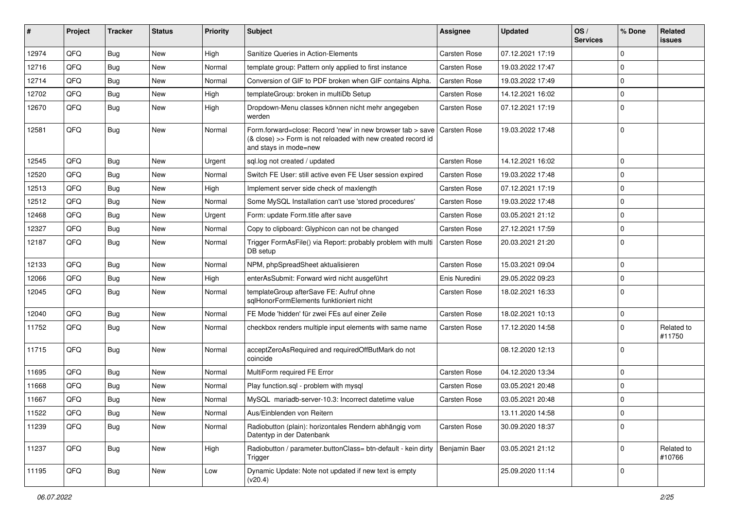| # | Project | Tracker | Status | Priority | Subject | Assignee | Updated | OS / Services | % Done | Related issues |
|---|---|---|---|---|---|---|---|---|---|---|
| 12974 | QFQ | Bug | New | High | Sanitize Queries in Action-Elements | Carsten Rose | 07.12.2021 17:19 | | 0 | |
| 12716 | QFQ | Bug | New | Normal | template group: Pattern only applied to first instance | Carsten Rose | 19.03.2022 17:47 | | 0 | |
| 12714 | QFQ | Bug | New | Normal | Conversion of GIF to PDF broken when GIF contains Alpha. | Carsten Rose | 19.03.2022 17:49 | | 0 | |
| 12702 | QFQ | Bug | New | High | templateGroup: broken in multiDb Setup | Carsten Rose | 14.12.2021 16:02 | | 0 | |
| 12670 | QFQ | Bug | New | High | Dropdown-Menu classes können nicht mehr angegeben werden | Carsten Rose | 07.12.2021 17:19 | | 0 | |
| 12581 | QFQ | Bug | New | Normal | Form.forward=close: Record 'new' in new browser tab > save (& close) >> Form is not reloaded with new created record id and stays in mode=new | Carsten Rose | 19.03.2022 17:48 | | 0 | |
| 12545 | QFQ | Bug | New | Urgent | sql.log not created / updated | Carsten Rose | 14.12.2021 16:02 | | 0 | |
| 12520 | QFQ | Bug | New | Normal | Switch FE User: still active even FE User session expired | Carsten Rose | 19.03.2022 17:48 | | 0 | |
| 12513 | QFQ | Bug | New | High | Implement server side check of maxlength | Carsten Rose | 07.12.2021 17:19 | | 0 | |
| 12512 | QFQ | Bug | New | Normal | Some MySQL Installation can't use 'stored procedures' | Carsten Rose | 19.03.2022 17:48 | | 0 | |
| 12468 | QFQ | Bug | New | Urgent | Form: update Form.title after save | Carsten Rose | 03.05.2021 21:12 | | 0 | |
| 12327 | QFQ | Bug | New | Normal | Copy to clipboard: Glyphicon can not be changed | Carsten Rose | 27.12.2021 17:59 | | 0 | |
| 12187 | QFQ | Bug | New | Normal | Trigger FormAsFile() via Report: probably problem with multi DB setup | Carsten Rose | 20.03.2021 21:20 | | 0 | |
| 12133 | QFQ | Bug | New | Normal | NPM, phpSpreadSheet aktualisieren | Carsten Rose | 15.03.2021 09:04 | | 0 | |
| 12066 | QFQ | Bug | New | High | enterAsSubmit: Forward wird nicht ausgeführt | Enis Nuredini | 29.05.2022 09:23 | | 0 | |
| 12045 | QFQ | Bug | New | Normal | templateGroup afterSave FE: Aufruf ohne sqlHonorFormElements funktioniert nicht | Carsten Rose | 18.02.2021 16:33 | | 0 | |
| 12040 | QFQ | Bug | New | Normal | FE Mode 'hidden' für zwei FEs auf einer Zeile | Carsten Rose | 18.02.2021 10:13 | | 0 | |
| 11752 | QFQ | Bug | New | Normal | checkbox renders multiple input elements with same name | Carsten Rose | 17.12.2020 14:58 | | 0 | Related to #11750 |
| 11715 | QFQ | Bug | New | Normal | acceptZeroAsRequired and requiredOffButMark do not coincide | | 08.12.2020 12:13 | | 0 | |
| 11695 | QFQ | Bug | New | Normal | MultiForm required FE Error | Carsten Rose | 04.12.2020 13:34 | | 0 | |
| 11668 | QFQ | Bug | New | Normal | Play function.sql - problem with mysql | Carsten Rose | 03.05.2021 20:48 | | 0 | |
| 11667 | QFQ | Bug | New | Normal | MySQL mariadb-server-10.3: Incorrect datetime value | Carsten Rose | 03.05.2021 20:48 | | 0 | |
| 11522 | QFQ | Bug | New | Normal | Aus/Einblenden von Reitern | | 13.11.2020 14:58 | | 0 | |
| 11239 | QFQ | Bug | New | Normal | Radiobutton (plain): horizontales Rendern abhängig vom Datentyp in der Datenbank | Carsten Rose | 30.09.2020 18:37 | | 0 | |
| 11237 | QFQ | Bug | New | High | Radiobutton / parameter.buttonClass= btn-default - kein dirty Trigger | Benjamin Baer | 03.05.2021 21:12 | | 0 | Related to #10766 |
| 11195 | QFQ | Bug | New | Low | Dynamic Update: Note not updated if new text is empty (v20.4) | | 25.09.2020 11:14 | | 0 | |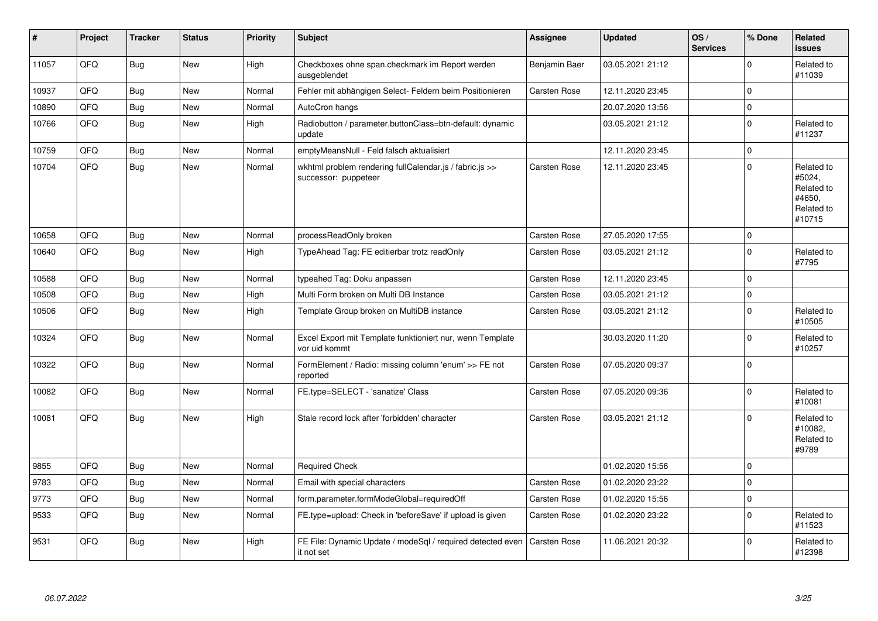| # | Project | Tracker | Status | Priority | Subject | Assignee | Updated | OS / Services | % Done | Related issues |
|---|---|---|---|---|---|---|---|---|---|---|
| 11057 | QFQ | Bug | New | High | Checkboxes ohne span.checkmark im Report werden ausgeblendet | Benjamin Baer | 03.05.2021 21:12 | | 0 | Related to #11039 |
| 10937 | QFQ | Bug | New | Normal | Fehler mit abhängigen Select- Feldern beim Positionieren | Carsten Rose | 12.11.2020 23:45 | | 0 | |
| 10890 | QFQ | Bug | New | Normal | AutoCron hangs | | 20.07.2020 13:56 | | 0 | |
| 10766 | QFQ | Bug | New | High | Radiobutton / parameter.buttonClass=btn-default: dynamic update | | 03.05.2021 21:12 | | 0 | Related to #11237 |
| 10759 | QFQ | Bug | New | Normal | emptyMeansNull - Feld falsch aktualisiert | | 12.11.2020 23:45 | | 0 | |
| 10704 | QFQ | Bug | New | Normal | wkhtml problem rendering fullCalendar.js / fabric.js >> successor: puppeteer | Carsten Rose | 12.11.2020 23:45 | | 0 | Related to #5024, Related to #4650, Related to #10715 |
| 10658 | QFQ | Bug | New | Normal | processReadOnly broken | Carsten Rose | 27.05.2020 17:55 | | 0 | |
| 10640 | QFQ | Bug | New | High | TypeAhead Tag: FE editierbar trotz readOnly | Carsten Rose | 03.05.2021 21:12 | | 0 | Related to #7795 |
| 10588 | QFQ | Bug | New | Normal | typeahed Tag: Doku anpassen | Carsten Rose | 12.11.2020 23:45 | | 0 | |
| 10508 | QFQ | Bug | New | High | Multi Form broken on Multi DB Instance | Carsten Rose | 03.05.2021 21:12 | | 0 | |
| 10506 | QFQ | Bug | New | High | Template Group broken on MultiDB instance | Carsten Rose | 03.05.2021 21:12 | | 0 | Related to #10505 |
| 10324 | QFQ | Bug | New | Normal | Excel Export mit Template funktioniert nur, wenn Template vor uid kommt | | 30.03.2020 11:20 | | 0 | Related to #10257 |
| 10322 | QFQ | Bug | New | Normal | FormElement / Radio: missing column 'enum' >> FE not reported | Carsten Rose | 07.05.2020 09:37 | | 0 | |
| 10082 | QFQ | Bug | New | Normal | FE.type=SELECT - 'sanatize' Class | Carsten Rose | 07.05.2020 09:36 | | 0 | Related to #10081 |
| 10081 | QFQ | Bug | New | High | Stale record lock after 'forbidden' character | Carsten Rose | 03.05.2021 21:12 | | 0 | Related to #10082, Related to #9789 |
| 9855 | QFQ | Bug | New | Normal | Required Check | | 01.02.2020 15:56 | | 0 | |
| 9783 | QFQ | Bug | New | Normal | Email with special characters | Carsten Rose | 01.02.2020 23:22 | | 0 | |
| 9773 | QFQ | Bug | New | Normal | form.parameter.formModeGlobal=requiredOff | Carsten Rose | 01.02.2020 15:56 | | 0 | |
| 9533 | QFQ | Bug | New | Normal | FE.type=upload: Check in 'beforeSave' if upload is given | Carsten Rose | 01.02.2020 23:22 | | 0 | Related to #11523 |
| 9531 | QFQ | Bug | New | High | FE File: Dynamic Update / modeSql / required detected even it not set | Carsten Rose | 11.06.2021 20:32 | | 0 | Related to #12398 |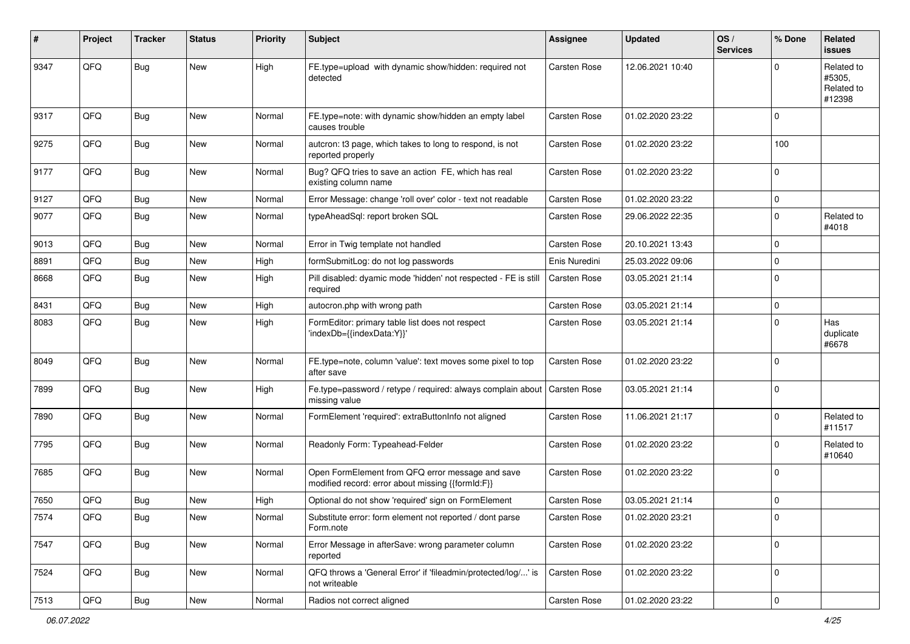| # | Project | Tracker | Status | Priority | Subject | Assignee | Updated | OS / Services | % Done | Related issues |
|---|---|---|---|---|---|---|---|---|---|---|
| 9347 | QFQ | Bug | New | High | FE.type=upload with dynamic show/hidden: required not detected | Carsten Rose | 12.06.2021 10:40 | | 0 | Related to #5305, Related to #12398 |
| 9317 | QFQ | Bug | New | Normal | FE.type=note: with dynamic show/hidden an empty label causes trouble | Carsten Rose | 01.02.2020 23:22 | | 0 | |
| 9275 | QFQ | Bug | New | Normal | autcron: t3 page, which takes to long to respond, is not reported properly | Carsten Rose | 01.02.2020 23:22 | | 100 | |
| 9177 | QFQ | Bug | New | Normal | Bug? QFQ tries to save an action FE, which has real existing column name | Carsten Rose | 01.02.2020 23:22 | | 0 | |
| 9127 | QFQ | Bug | New | Normal | Error Message: change 'roll over' color - text not readable | Carsten Rose | 01.02.2020 23:22 | | 0 | |
| 9077 | QFQ | Bug | New | Normal | typeAheadSql: report broken SQL | Carsten Rose | 29.06.2022 22:35 | | 0 | Related to #4018 |
| 9013 | QFQ | Bug | New | Normal | Error in Twig template not handled | Carsten Rose | 20.10.2021 13:43 | | 0 | |
| 8891 | QFQ | Bug | New | High | formSubmitLog: do not log passwords | Enis Nuredini | 25.03.2022 09:06 | | 0 | |
| 8668 | QFQ | Bug | New | High | Pill disabled: dyamic mode 'hidden' not respected - FE is still required | Carsten Rose | 03.05.2021 21:14 | | 0 | |
| 8431 | QFQ | Bug | New | High | autocron.php with wrong path | Carsten Rose | 03.05.2021 21:14 | | 0 | |
| 8083 | QFQ | Bug | New | High | FormEditor: primary table list does not respect 'indexDb={{indexData:Y}}' | Carsten Rose | 03.05.2021 21:14 | | 0 | Has duplicate #6678 |
| 8049 | QFQ | Bug | New | Normal | FE.type=note, column 'value': text moves some pixel to top after save | Carsten Rose | 01.02.2020 23:22 | | 0 | |
| 7899 | QFQ | Bug | New | High | Fe.type=password / retype / required: always complain about missing value | Carsten Rose | 03.05.2021 21:14 | | 0 | |
| 7890 | QFQ | Bug | New | Normal | FormElement 'required': extraButtonInfo not aligned | Carsten Rose | 11.06.2021 21:17 | | 0 | Related to #11517 |
| 7795 | QFQ | Bug | New | Normal | Readonly Form: Typeahead-Felder | Carsten Rose | 01.02.2020 23:22 | | 0 | Related to #10640 |
| 7685 | QFQ | Bug | New | Normal | Open FormElement from QFQ error message and save modified record: error about missing {{formId:F}} | Carsten Rose | 01.02.2020 23:22 | | 0 | |
| 7650 | QFQ | Bug | New | High | Optional do not show 'required' sign on FormElement | Carsten Rose | 03.05.2021 21:14 | | 0 | |
| 7574 | QFQ | Bug | New | Normal | Substitute error: form element not reported / dont parse Form.note | Carsten Rose | 01.02.2020 23:21 | | 0 | |
| 7547 | QFQ | Bug | New | Normal | Error Message in afterSave: wrong parameter column reported | Carsten Rose | 01.02.2020 23:22 | | 0 | |
| 7524 | QFQ | Bug | New | Normal | QFQ throws a 'General Error' if 'fileadmin/protected/log/...' is not writeable | Carsten Rose | 01.02.2020 23:22 | | 0 | |
| 7513 | QFQ | Bug | New | Normal | Radios not correct aligned | Carsten Rose | 01.02.2020 23:22 | | 0 | |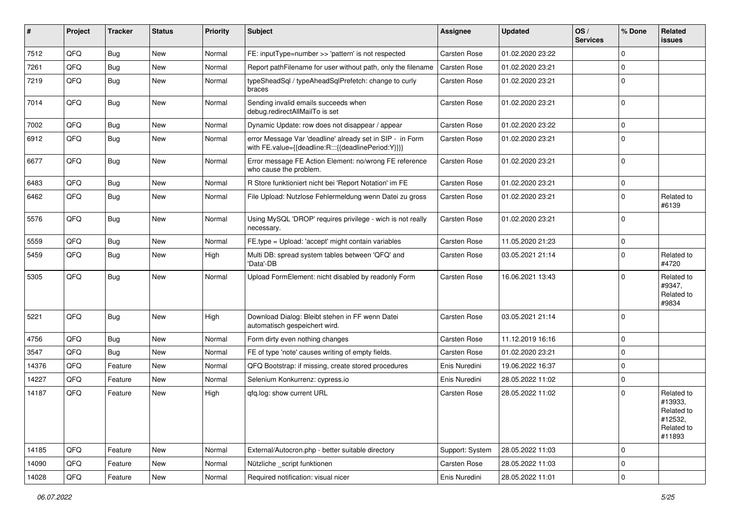| # | Project | Tracker | Status | Priority | Subject | Assignee | Updated | OS / Services | % Done | Related issues |
|---|---|---|---|---|---|---|---|---|---|---|
| 7512 | QFQ | Bug | New | Normal | FE: inputType=number >> 'pattern' is not respected | Carsten Rose | 01.02.2020 23:22 | | 0 | |
| 7261 | QFQ | Bug | New | Normal | Report pathFilename for user without path, only the filename | Carsten Rose | 01.02.2020 23:21 | | 0 | |
| 7219 | QFQ | Bug | New | Normal | typeSheadSql / typeAheadSqlPrefetch: change to curly braces | Carsten Rose | 01.02.2020 23:21 | | 0 | |
| 7014 | QFQ | Bug | New | Normal | Sending invalid emails succeeds when debug.redirectAllMailTo is set | Carsten Rose | 01.02.2020 23:21 | | 0 | |
| 7002 | QFQ | Bug | New | Normal | Dynamic Update: row does not disappear / appear | Carsten Rose | 01.02.2020 23:22 | | 0 | |
| 6912 | QFQ | Bug | New | Normal | error Message Var 'deadline' already set in SIP - in Form with FE.value={{deadline:R:::{{deadlinePeriod:Y}}}} | Carsten Rose | 01.02.2020 23:21 | | 0 | |
| 6677 | QFQ | Bug | New | Normal | Error message FE Action Element: no/wrong FE reference who cause the problem. | Carsten Rose | 01.02.2020 23:21 | | 0 | |
| 6483 | QFQ | Bug | New | Normal | R Store funktioniert nicht bei 'Report Notation' im FE | Carsten Rose | 01.02.2020 23:21 | | 0 | |
| 6462 | QFQ | Bug | New | Normal | File Upload: Nutzlose Fehlermeldung wenn Datei zu gross | Carsten Rose | 01.02.2020 23:21 | | 0 | Related to #6139 |
| 5576 | QFQ | Bug | New | Normal | Using MySQL 'DROP' requires privilege - wich is not really necessary. | Carsten Rose | 01.02.2020 23:21 | | 0 | |
| 5559 | QFQ | Bug | New | Normal | FE.type = Upload: 'accept' might contain variables | Carsten Rose | 11.05.2020 21:23 | | 0 | |
| 5459 | QFQ | Bug | New | High | Multi DB: spread system tables between 'QFQ' and 'Data'-DB | Carsten Rose | 03.05.2021 21:14 | | 0 | Related to #4720 |
| 5305 | QFQ | Bug | New | Normal | Upload FormElement: nicht disabled by readonly Form | Carsten Rose | 16.06.2021 13:43 | | 0 | Related to #9347, Related to #9834 |
| 5221 | QFQ | Bug | New | High | Download Dialog: Bleibt stehen in FF wenn Datei automatisch gespeichert wird. | Carsten Rose | 03.05.2021 21:14 | | 0 | |
| 4756 | QFQ | Bug | New | Normal | Form dirty even nothing changes | Carsten Rose | 11.12.2019 16:16 | | 0 | |
| 3547 | QFQ | Bug | New | Normal | FE of type 'note' causes writing of empty fields. | Carsten Rose | 01.02.2020 23:21 | | 0 | |
| 14376 | QFQ | Feature | New | Normal | QFQ Bootstrap: if missing, create stored procedures | Enis Nuredini | 19.06.2022 16:37 | | 0 | |
| 14227 | QFQ | Feature | New | Normal | Selenium Konkurrenz: cypress.io | Enis Nuredini | 28.05.2022 11:02 | | 0 | |
| 14187 | QFQ | Feature | New | High | qfq.log: show current URL | Carsten Rose | 28.05.2022 11:02 | | 0 | Related to #13933, Related to #12532, Related to #11893 |
| 14185 | QFQ | Feature | New | Normal | External/Autocron.php - better suitable directory | Support: System | 28.05.2022 11:03 | | 0 | |
| 14090 | QFQ | Feature | New | Normal | Nützliche _script funktionen | Carsten Rose | 28.05.2022 11:03 | | 0 | |
| 14028 | QFQ | Feature | New | Normal | Required notification: visual nicer | Enis Nuredini | 28.05.2022 11:01 | | 0 | |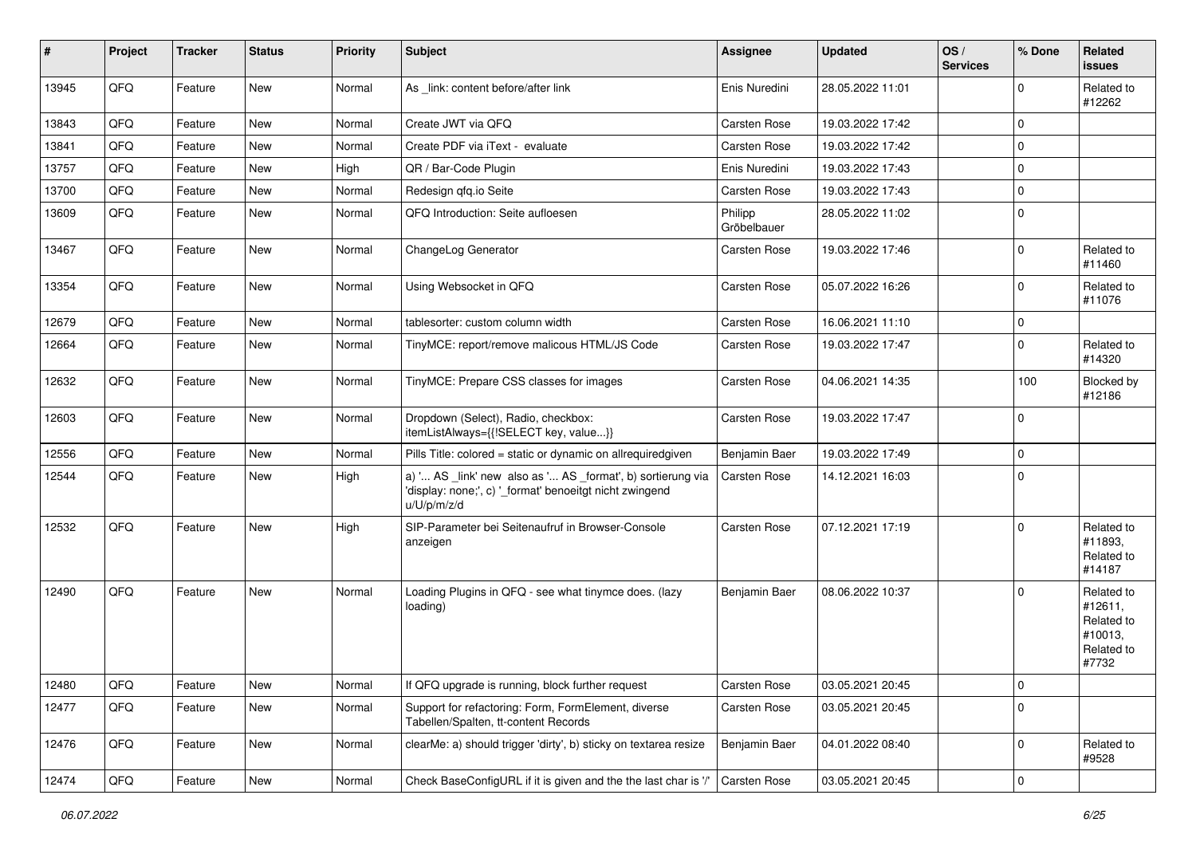| # | Project | Tracker | Status | Priority | Subject | Assignee | Updated | OS / Services | % Done | Related issues |
|---|---|---|---|---|---|---|---|---|---|---|
| 13945 | QFQ | Feature | New | Normal | As _link: content before/after link | Enis Nuredini | 28.05.2022 11:01 | | 0 | Related to #12262 |
| 13843 | QFQ | Feature | New | Normal | Create JWT via QFQ | Carsten Rose | 19.03.2022 17:42 | | 0 | |
| 13841 | QFQ | Feature | New | Normal | Create PDF via iText - evaluate | Carsten Rose | 19.03.2022 17:42 | | 0 | |
| 13757 | QFQ | Feature | New | High | QR / Bar-Code Plugin | Enis Nuredini | 19.03.2022 17:43 | | 0 | |
| 13700 | QFQ | Feature | New | Normal | Redesign qfq.io Seite | Carsten Rose | 19.03.2022 17:43 | | 0 | |
| 13609 | QFQ | Feature | New | Normal | QFQ Introduction: Seite aufloesen | Philipp Gröbelbauer | 28.05.2022 11:02 | | 0 | |
| 13467 | QFQ | Feature | New | Normal | ChangeLog Generator | Carsten Rose | 19.03.2022 17:46 | | 0 | Related to #11460 |
| 13354 | QFQ | Feature | New | Normal | Using Websocket in QFQ | Carsten Rose | 05.07.2022 16:26 | | 0 | Related to #11076 |
| 12679 | QFQ | Feature | New | Normal | tablesorter: custom column width | Carsten Rose | 16.06.2021 11:10 | | 0 | |
| 12664 | QFQ | Feature | New | Normal | TinyMCE: report/remove malicous HTML/JS Code | Carsten Rose | 19.03.2022 17:47 | | 0 | Related to #14320 |
| 12632 | QFQ | Feature | New | Normal | TinyMCE: Prepare CSS classes for images | Carsten Rose | 04.06.2021 14:35 | | 100 | Blocked by #12186 |
| 12603 | QFQ | Feature | New | Normal | Dropdown (Select), Radio, checkbox: itemListAlways={{!SELECT key, value...}} | Carsten Rose | 19.03.2022 17:47 | | 0 | |
| 12556 | QFQ | Feature | New | Normal | Pills Title: colored = static or dynamic on allrequiredgiven | Benjamin Baer | 19.03.2022 17:49 | | 0 | |
| 12544 | QFQ | Feature | New | High | a) '... AS _link' new also as '... AS _format', b) sortierung via 'display: none;', c) '_format' benoeitgt nicht zwingend u/U/p/m/z/d | Carsten Rose | 14.12.2021 16:03 | | 0 | |
| 12532 | QFQ | Feature | New | High | SIP-Parameter bei Seitenaufruf in Browser-Console anzeigen | Carsten Rose | 07.12.2021 17:19 | | 0 | Related to #11893, Related to #14187 |
| 12490 | QFQ | Feature | New | Normal | Loading Plugins in QFQ - see what tinymce does. (lazy loading) | Benjamin Baer | 08.06.2022 10:37 | | 0 | Related to #12611, Related to #10013, Related to #7732 |
| 12480 | QFQ | Feature | New | Normal | If QFQ upgrade is running, block further request | Carsten Rose | 03.05.2021 20:45 | | 0 | |
| 12477 | QFQ | Feature | New | Normal | Support for refactoring: Form, FormElement, diverse Tabellen/Spalten, tt-content Records | Carsten Rose | 03.05.2021 20:45 | | 0 | |
| 12476 | QFQ | Feature | New | Normal | clearMe: a) should trigger 'dirty', b) sticky on textarea resize | Benjamin Baer | 04.01.2022 08:40 | | 0 | Related to #9528 |
| 12474 | QFQ | Feature | New | Normal | Check BaseConfigURL if it is given and the the last char is '/' | Carsten Rose | 03.05.2021 20:45 | | 0 | |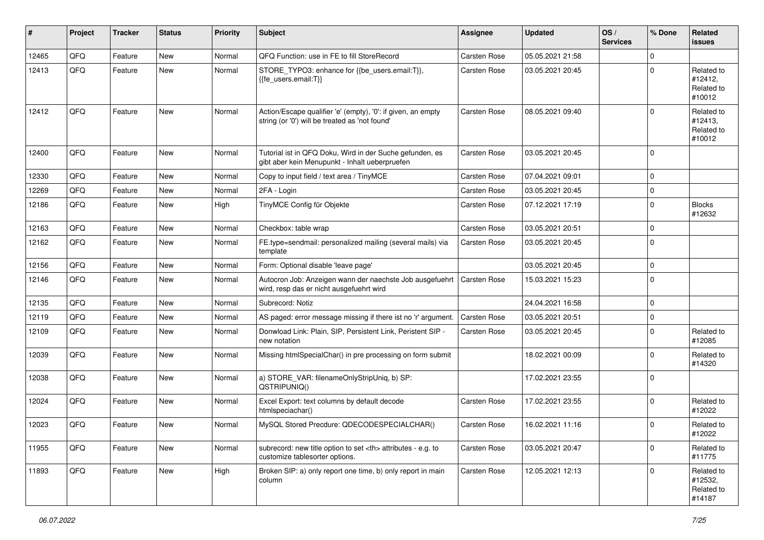| # | Project | Tracker | Status | Priority | Subject | Assignee | Updated | OS / Services | % Done | Related issues |
|---|---|---|---|---|---|---|---|---|---|---|
| 12465 | QFQ | Feature | New | Normal | QFQ Function: use in FE to fill StoreRecord | Carsten Rose | 05.05.2021 21:58 | | 0 | |
| 12413 | QFQ | Feature | New | Normal | STORE_TYPO3: enhance for {{be_users.email:T}}, {{fe_users.email:T}} | Carsten Rose | 03.05.2021 20:45 | | 0 | Related to #12412, Related to #10012 |
| 12412 | QFQ | Feature | New | Normal | Action/Escape qualifier 'e' (empty), '0': if given, an empty string (or '0') will be treated as 'not found' | Carsten Rose | 08.05.2021 09:40 | | 0 | Related to #12413, Related to #10012 |
| 12400 | QFQ | Feature | New | Normal | Tutorial ist in QFQ Doku, Wird in der Suche gefunden, es gibt aber kein Menupunkt - Inhalt ueberpruefen | Carsten Rose | 03.05.2021 20:45 | | 0 | |
| 12330 | QFQ | Feature | New | Normal | Copy to input field / text area / TinyMCE | Carsten Rose | 07.04.2021 09:01 | | 0 | |
| 12269 | QFQ | Feature | New | Normal | 2FA - Login | Carsten Rose | 03.05.2021 20:45 | | 0 | |
| 12186 | QFQ | Feature | New | High | TinyMCE Config für Objekte | Carsten Rose | 07.12.2021 17:19 | | 0 | Blocks #12632 |
| 12163 | QFQ | Feature | New | Normal | Checkbox: table wrap | Carsten Rose | 03.05.2021 20:51 | | 0 | |
| 12162 | QFQ | Feature | New | Normal | FE.type=sendmail: personalized mailing (several mails) via template | Carsten Rose | 03.05.2021 20:45 | | 0 | |
| 12156 | QFQ | Feature | New | Normal | Form: Optional disable 'leave page' | | 03.05.2021 20:45 | | 0 | |
| 12146 | QFQ | Feature | New | Normal | Autocron Job: Anzeigen wann der naechste Job ausgefuehrt wird, resp das er nicht ausgefuehrt wird | Carsten Rose | 15.03.2021 15:23 | | 0 | |
| 12135 | QFQ | Feature | New | Normal | Subrecord: Notiz | | 24.04.2021 16:58 | | 0 | |
| 12119 | QFQ | Feature | New | Normal | AS paged: error message missing if there ist no 'r' argument. | Carsten Rose | 03.05.2021 20:51 | | 0 | |
| 12109 | QFQ | Feature | New | Normal | Donwload Link: Plain, SIP, Persistent Link, Peristent SIP - new notation | Carsten Rose | 03.05.2021 20:45 | | 0 | Related to #12085 |
| 12039 | QFQ | Feature | New | Normal | Missing htmlSpecialChar() in pre processing on form submit | | 18.02.2021 00:09 | | 0 | Related to #14320 |
| 12038 | QFQ | Feature | New | Normal | a) STORE_VAR: filenameOnlyStripUniq, b) SP: QSTRIPUNIQ() | | 17.02.2021 23:55 | | 0 | |
| 12024 | QFQ | Feature | New | Normal | Excel Export: text columns by default decode htmlspeciachar() | Carsten Rose | 17.02.2021 23:55 | | 0 | Related to #12022 |
| 12023 | QFQ | Feature | New | Normal | MySQL Stored Precdure: QDECODESPECIALCHAR() | Carsten Rose | 16.02.2021 11:16 | | 0 | Related to #12022 |
| 11955 | QFQ | Feature | New | Normal | subrecord: new title option to set <th> attributes - e.g. to customize tablesorter options. | Carsten Rose | 03.05.2021 20:47 | | 0 | Related to #11775 |
| 11893 | QFQ | Feature | New | High | Broken SIP: a) only report one time, b) only report in main column | Carsten Rose | 12.05.2021 12:13 | | 0 | Related to #12532, Related to #14187 |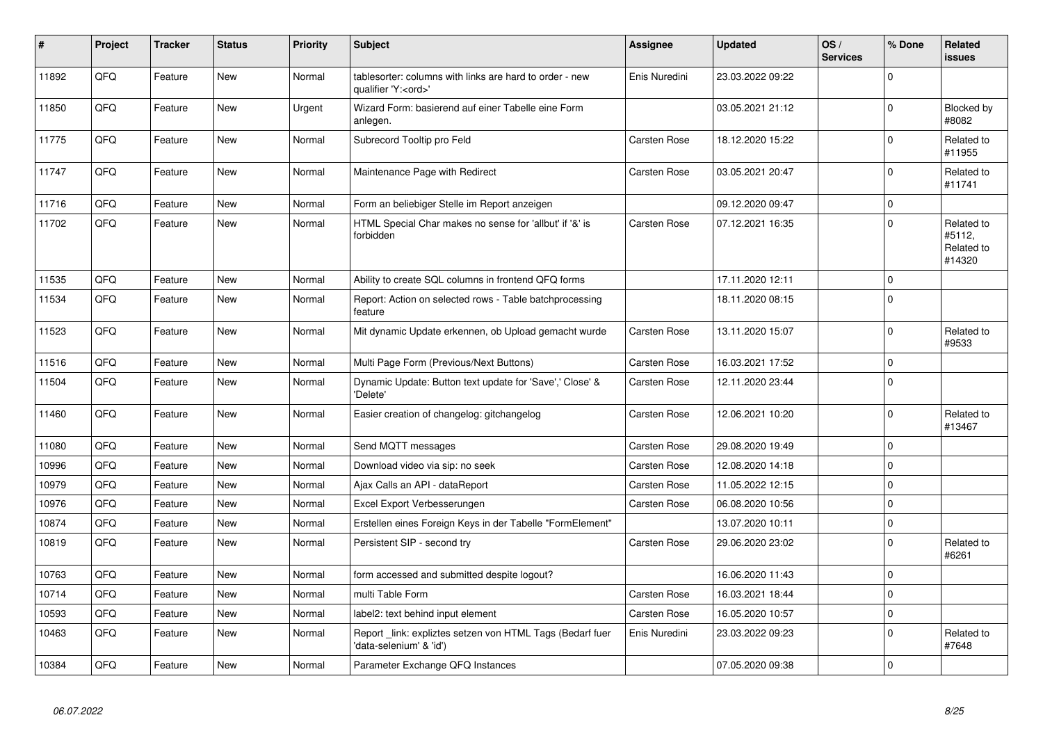| # | Project | Tracker | Status | Priority | Subject | Assignee | Updated | OS / Services | % Done | Related issues |
|---|---|---|---|---|---|---|---|---|---|---|
| 11892 | QFQ | Feature | New | Normal | tablesorter: columns with links are hard to order - new qualifier 'Y:<ord>' | Enis Nuredini | 23.03.2022 09:22 | | 0 | |
| 11850 | QFQ | Feature | New | Urgent | Wizard Form: basierend auf einer Tabelle eine Form anlegen. | | 03.05.2021 21:12 | | 0 | Blocked by #8082 |
| 11775 | QFQ | Feature | New | Normal | Subrecord Tooltip pro Feld | Carsten Rose | 18.12.2020 15:22 | | 0 | Related to #11955 |
| 11747 | QFQ | Feature | New | Normal | Maintenance Page with Redirect | Carsten Rose | 03.05.2021 20:47 | | 0 | Related to #11741 |
| 11716 | QFQ | Feature | New | Normal | Form an beliebiger Stelle im Report anzeigen | | 09.12.2020 09:47 | | 0 | |
| 11702 | QFQ | Feature | New | Normal | HTML Special Char makes no sense for 'allbut' if '&' is forbidden | Carsten Rose | 07.12.2021 16:35 | | 0 | Related to #5112, Related to #14320 |
| 11535 | QFQ | Feature | New | Normal | Ability to create SQL columns in frontend QFQ forms | | 17.11.2020 12:11 | | 0 | |
| 11534 | QFQ | Feature | New | Normal | Report: Action on selected rows - Table batchprocessing feature | | 18.11.2020 08:15 | | 0 | |
| 11523 | QFQ | Feature | New | Normal | Mit dynamic Update erkennen, ob Upload gemacht wurde | Carsten Rose | 13.11.2020 15:07 | | 0 | Related to #9533 |
| 11516 | QFQ | Feature | New | Normal | Multi Page Form (Previous/Next Buttons) | Carsten Rose | 16.03.2021 17:52 | | 0 | |
| 11504 | QFQ | Feature | New | Normal | Dynamic Update: Button text update for 'Save',' Close' & 'Delete' | Carsten Rose | 12.11.2020 23:44 | | 0 | |
| 11460 | QFQ | Feature | New | Normal | Easier creation of changelog: gitchangelog | Carsten Rose | 12.06.2021 10:20 | | 0 | Related to #13467 |
| 11080 | QFQ | Feature | New | Normal | Send MQTT messages | Carsten Rose | 29.08.2020 19:49 | | 0 | |
| 10996 | QFQ | Feature | New | Normal | Download video via sip: no seek | Carsten Rose | 12.08.2020 14:18 | | 0 | |
| 10979 | QFQ | Feature | New | Normal | Ajax Calls an API - dataReport | Carsten Rose | 11.05.2022 12:15 | | 0 | |
| 10976 | QFQ | Feature | New | Normal | Excel Export Verbesserungen | Carsten Rose | 06.08.2020 10:56 | | 0 | |
| 10874 | QFQ | Feature | New | Normal | Erstellen eines Foreign Keys in der Tabelle "FormElement" | | 13.07.2020 10:11 | | 0 | |
| 10819 | QFQ | Feature | New | Normal | Persistent SIP - second try | Carsten Rose | 29.06.2020 23:02 | | 0 | Related to #6261 |
| 10763 | QFQ | Feature | New | Normal | form accessed and submitted despite logout? | | 16.06.2020 11:43 | | 0 | |
| 10714 | QFQ | Feature | New | Normal | multi Table Form | Carsten Rose | 16.03.2021 18:44 | | 0 | |
| 10593 | QFQ | Feature | New | Normal | label2: text behind input element | Carsten Rose | 16.05.2020 10:57 | | 0 | |
| 10463 | QFQ | Feature | New | Normal | Report _link: expliztes setzen von HTML Tags (Bedarf fuer 'data-selenium' & 'id') | Enis Nuredini | 23.03.2022 09:23 | | 0 | Related to #7648 |
| 10384 | QFQ | Feature | New | Normal | Parameter Exchange QFQ Instances | | 07.05.2020 09:38 | | 0 | |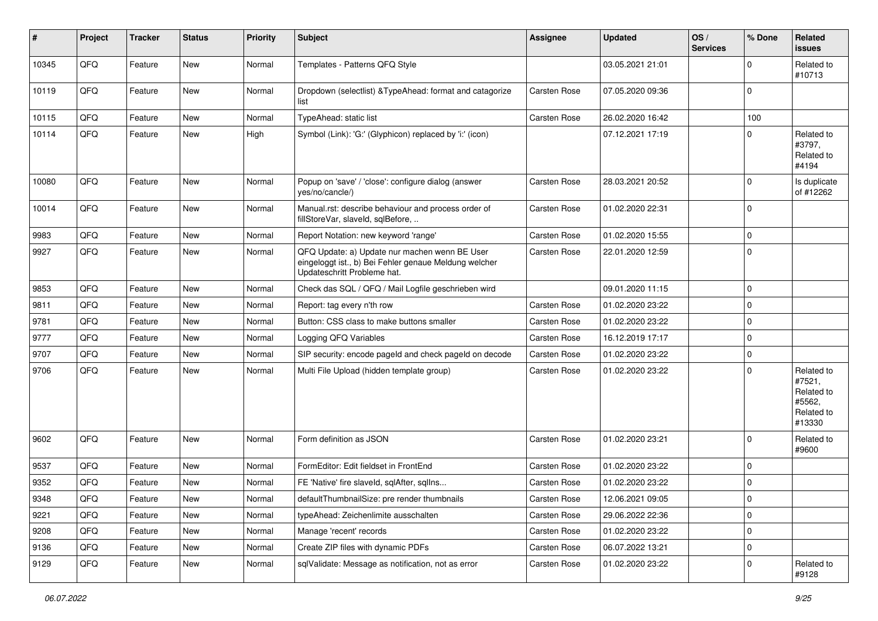| # | Project | Tracker | Status | Priority | Subject | Assignee | Updated | OS / Services | % Done | Related issues |
|---|---|---|---|---|---|---|---|---|---|---|
| 10345 | QFQ | Feature | New | Normal | Templates - Patterns QFQ Style | | 03.05.2021 21:01 | | 0 | Related to #10713 |
| 10119 | QFQ | Feature | New | Normal | Dropdown (selectlist) &TypeAhead: format and catagorize list | Carsten Rose | 07.05.2020 09:36 | | 0 | |
| 10115 | QFQ | Feature | New | Normal | TypeAhead: static list | Carsten Rose | 26.02.2020 16:42 | | 100 | |
| 10114 | QFQ | Feature | New | High | Symbol (Link): 'G:' (Glyphicon) replaced by 'i:' (icon) | | 07.12.2021 17:19 | | 0 | Related to #3797, Related to #4194 |
| 10080 | QFQ | Feature | New | Normal | Popup on 'save' / 'close': configure dialog (answer yes/no/cancle/) | Carsten Rose | 28.03.2021 20:52 | | 0 | Is duplicate of #12262 |
| 10014 | QFQ | Feature | New | Normal | Manual.rst: describe behaviour and process order of fillStoreVar, slaveId, sqlBefore, .. | Carsten Rose | 01.02.2020 22:31 | | 0 | |
| 9983 | QFQ | Feature | New | Normal | Report Notation: new keyword 'range' | Carsten Rose | 01.02.2020 15:55 | | 0 | |
| 9927 | QFQ | Feature | New | Normal | QFQ Update: a) Update nur machen wenn BE User eingeloggt ist., b) Bei Fehler genaue Meldung welcher Updateschritt Probleme hat. | Carsten Rose | 22.01.2020 12:59 | | 0 | |
| 9853 | QFQ | Feature | New | Normal | Check das SQL / QFQ / Mail Logfile geschrieben wird | | 09.01.2020 11:15 | | 0 | |
| 9811 | QFQ | Feature | New | Normal | Report: tag every n'th row | Carsten Rose | 01.02.2020 23:22 | | 0 | |
| 9781 | QFQ | Feature | New | Normal | Button: CSS class to make buttons smaller | Carsten Rose | 01.02.2020 23:22 | | 0 | |
| 9777 | QFQ | Feature | New | Normal | Logging QFQ Variables | Carsten Rose | 16.12.2019 17:17 | | 0 | |
| 9707 | QFQ | Feature | New | Normal | SIP security: encode pageId and check pageId on decode | Carsten Rose | 01.02.2020 23:22 | | 0 | |
| 9706 | QFQ | Feature | New | Normal | Multi File Upload (hidden template group) | Carsten Rose | 01.02.2020 23:22 | | 0 | Related to #7521, Related to #5562, Related to #13330 |
| 9602 | QFQ | Feature | New | Normal | Form definition as JSON | Carsten Rose | 01.02.2020 23:21 | | 0 | Related to #9600 |
| 9537 | QFQ | Feature | New | Normal | FormEditor: Edit fieldset in FrontEnd | Carsten Rose | 01.02.2020 23:22 | | 0 | |
| 9352 | QFQ | Feature | New | Normal | FE 'Native' fire slaveId, sqlAfter, sqlIns... | Carsten Rose | 01.02.2020 23:22 | | 0 | |
| 9348 | QFQ | Feature | New | Normal | defaultThumbnailSize: pre render thumbnails | Carsten Rose | 12.06.2021 09:05 | | 0 | |
| 9221 | QFQ | Feature | New | Normal | typeAhead: Zeichenlimite ausschalten | Carsten Rose | 29.06.2022 22:36 | | 0 | |
| 9208 | QFQ | Feature | New | Normal | Manage 'recent' records | Carsten Rose | 01.02.2020 23:22 | | 0 | |
| 9136 | QFQ | Feature | New | Normal | Create ZIP files with dynamic PDFs | Carsten Rose | 06.07.2022 13:21 | | 0 | |
| 9129 | QFQ | Feature | New | Normal | sqlValidate: Message as notification, not as error | Carsten Rose | 01.02.2020 23:22 | | 0 | Related to #9128 |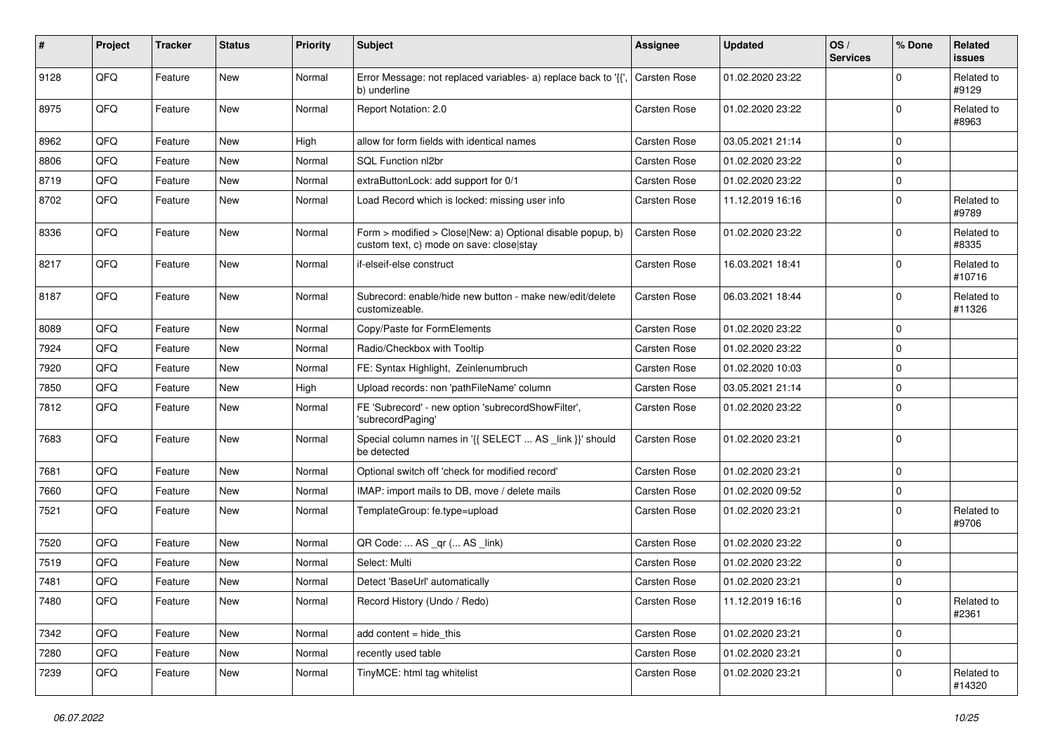| # | Project | Tracker | Status | Priority | Subject | Assignee | Updated | OS / Services | % Done | Related issues |
|---|---|---|---|---|---|---|---|---|---|---|
| 9128 | QFQ | Feature | New | Normal | Error Message: not replaced variables- a) replace back to '{{', b) underline | Carsten Rose | 01.02.2020 23:22 | | 0 | Related to #9129 |
| 8975 | QFQ | Feature | New | Normal | Report Notation: 2.0 | Carsten Rose | 01.02.2020 23:22 | | 0 | Related to #8963 |
| 8962 | QFQ | Feature | New | High | allow for form fields with identical names | Carsten Rose | 03.05.2021 21:14 | | 0 | |
| 8806 | QFQ | Feature | New | Normal | SQL Function nl2br | Carsten Rose | 01.02.2020 23:22 | | 0 | |
| 8719 | QFQ | Feature | New | Normal | extraButtonLock: add support for 0/1 | Carsten Rose | 01.02.2020 23:22 | | 0 | |
| 8702 | QFQ | Feature | New | Normal | Load Record which is locked: missing user info | Carsten Rose | 11.12.2019 16:16 | | 0 | Related to #9789 |
| 8336 | QFQ | Feature | New | Normal | Form > modified > Close\|New: a) Optional disable popup, b) custom text, c) mode on save: close\|stay | Carsten Rose | 01.02.2020 23:22 | | 0 | Related to #8335 |
| 8217 | QFQ | Feature | New | Normal | if-elseif-else construct | Carsten Rose | 16.03.2021 18:41 | | 0 | Related to #10716 |
| 8187 | QFQ | Feature | New | Normal | Subrecord: enable/hide new button - make new/edit/delete customizeable. | Carsten Rose | 06.03.2021 18:44 | | 0 | Related to #11326 |
| 8089 | QFQ | Feature | New | Normal | Copy/Paste for FormElements | Carsten Rose | 01.02.2020 23:22 | | 0 | |
| 7924 | QFQ | Feature | New | Normal | Radio/Checkbox with Tooltip | Carsten Rose | 01.02.2020 23:22 | | 0 | |
| 7920 | QFQ | Feature | New | Normal | FE: Syntax Highlight, Zeinlenumbruch | Carsten Rose | 01.02.2020 10:03 | | 0 | |
| 7850 | QFQ | Feature | New | High | Upload records: non 'pathFileName' column | Carsten Rose | 03.05.2021 21:14 | | 0 | |
| 7812 | QFQ | Feature | New | Normal | FE 'Subrecord' - new option 'subrecordShowFilter', 'subrecordPaging' | Carsten Rose | 01.02.2020 23:22 | | 0 | |
| 7683 | QFQ | Feature | New | Normal | Special column names in '{{ SELECT ... AS _link }}' should be detected | Carsten Rose | 01.02.2020 23:21 | | 0 | |
| 7681 | QFQ | Feature | New | Normal | Optional switch off 'check for modified record' | Carsten Rose | 01.02.2020 23:21 | | 0 | |
| 7660 | QFQ | Feature | New | Normal | IMAP: import mails to DB, move / delete mails | Carsten Rose | 01.02.2020 09:52 | | 0 | |
| 7521 | QFQ | Feature | New | Normal | TemplateGroup: fe.type=upload | Carsten Rose | 01.02.2020 23:21 | | 0 | Related to #9706 |
| 7520 | QFQ | Feature | New | Normal | QR Code: ... AS _qr (... AS _link) | Carsten Rose | 01.02.2020 23:22 | | 0 | |
| 7519 | QFQ | Feature | New | Normal | Select: Multi | Carsten Rose | 01.02.2020 23:22 | | 0 | |
| 7481 | QFQ | Feature | New | Normal | Detect 'BaseUrl' automatically | Carsten Rose | 01.02.2020 23:21 | | 0 | |
| 7480 | QFQ | Feature | New | Normal | Record History (Undo / Redo) | Carsten Rose | 11.12.2019 16:16 | | 0 | Related to #2361 |
| 7342 | QFQ | Feature | New | Normal | add content = hide_this | Carsten Rose | 01.02.2020 23:21 | | 0 | |
| 7280 | QFQ | Feature | New | Normal | recently used table | Carsten Rose | 01.02.2020 23:21 | | 0 | |
| 7239 | QFQ | Feature | New | Normal | TinyMCE: html tag whitelist | Carsten Rose | 01.02.2020 23:21 | | 0 | Related to #14320 |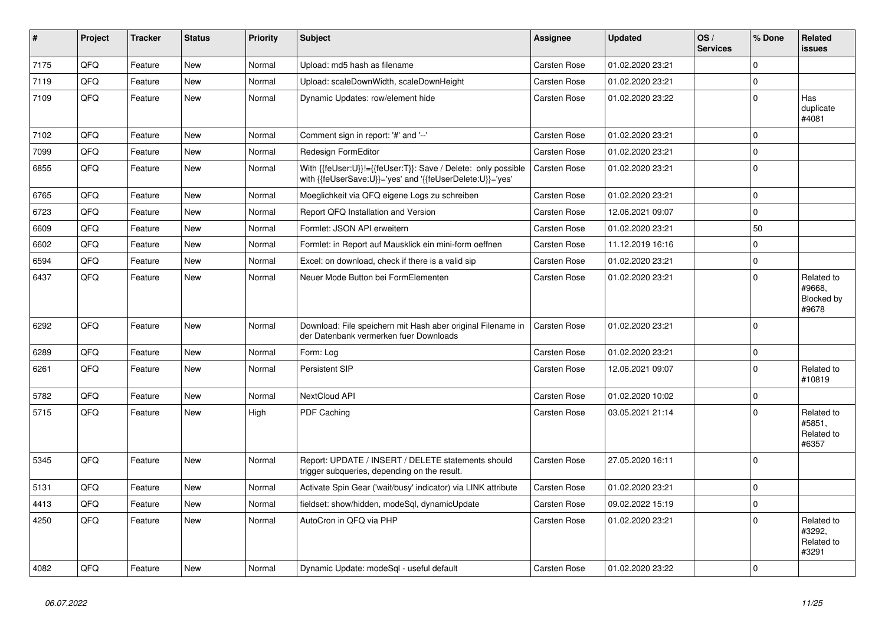| # | Project | Tracker | Status | Priority | Subject | Assignee | Updated | OS / Services | % Done | Related issues |
|---|---|---|---|---|---|---|---|---|---|---|
| 7175 | QFQ | Feature | New | Normal | Upload: md5 hash as filename | Carsten Rose | 01.02.2020 23:21 | | 0 | |
| 7119 | QFQ | Feature | New | Normal | Upload: scaleDownWidth, scaleDownHeight | Carsten Rose | 01.02.2020 23:21 | | 0 | |
| 7109 | QFQ | Feature | New | Normal | Dynamic Updates: row/element hide | Carsten Rose | 01.02.2020 23:22 | | 0 | Has duplicate #4081 |
| 7102 | QFQ | Feature | New | Normal | Comment sign in report: '#' and '--' | Carsten Rose | 01.02.2020 23:21 | | 0 | |
| 7099 | QFQ | Feature | New | Normal | Redesign FormEditor | Carsten Rose | 01.02.2020 23:21 | | 0 | |
| 6855 | QFQ | Feature | New | Normal | With {{feUser:U}}!={{feUser:T}}: Save / Delete: only possible with {{feUserSave:U}}='yes' and '{{feUserDelete:U}}='yes' | Carsten Rose | 01.02.2020 23:21 | | 0 | |
| 6765 | QFQ | Feature | New | Normal | Moeglichkeit via QFQ eigene Logs zu schreiben | Carsten Rose | 01.02.2020 23:21 | | 0 | |
| 6723 | QFQ | Feature | New | Normal | Report QFQ Installation and Version | Carsten Rose | 12.06.2021 09:07 | | 0 | |
| 6609 | QFQ | Feature | New | Normal | Formlet: JSON API erweitern | Carsten Rose | 01.02.2020 23:21 | | 50 | |
| 6602 | QFQ | Feature | New | Normal | Formlet: in Report auf Mausklick ein mini-form oeffnen | Carsten Rose | 11.12.2019 16:16 | | 0 | |
| 6594 | QFQ | Feature | New | Normal | Excel: on download, check if there is a valid sip | Carsten Rose | 01.02.2020 23:21 | | 0 | |
| 6437 | QFQ | Feature | New | Normal | Neuer Mode Button bei FormElementen | Carsten Rose | 01.02.2020 23:21 | | 0 | Related to #9668, Blocked by #9678 |
| 6292 | QFQ | Feature | New | Normal | Download: File speichern mit Hash aber original Filename in der Datenbank vermerken fuer Downloads | Carsten Rose | 01.02.2020 23:21 | | 0 | |
| 6289 | QFQ | Feature | New | Normal | Form: Log | Carsten Rose | 01.02.2020 23:21 | | 0 | |
| 6261 | QFQ | Feature | New | Normal | Persistent SIP | Carsten Rose | 12.06.2021 09:07 | | 0 | Related to #10819 |
| 5782 | QFQ | Feature | New | Normal | NextCloud API | Carsten Rose | 01.02.2020 10:02 | | 0 | |
| 5715 | QFQ | Feature | New | High | PDF Caching | Carsten Rose | 03.05.2021 21:14 | | 0 | Related to #5851, Related to #6357 |
| 5345 | QFQ | Feature | New | Normal | Report: UPDATE / INSERT / DELETE statements should trigger subqueries, depending on the result. | Carsten Rose | 27.05.2020 16:11 | | 0 | |
| 5131 | QFQ | Feature | New | Normal | Activate Spin Gear ('wait/busy' indicator) via LINK attribute | Carsten Rose | 01.02.2020 23:21 | | 0 | |
| 4413 | QFQ | Feature | New | Normal | fieldset: show/hidden, modeSql, dynamicUpdate | Carsten Rose | 09.02.2022 15:19 | | 0 | |
| 4250 | QFQ | Feature | New | Normal | AutoCron in QFQ via PHP | Carsten Rose | 01.02.2020 23:21 | | 0 | Related to #3292, Related to #3291 |
| 4082 | QFQ | Feature | New | Normal | Dynamic Update: modeSql - useful default | Carsten Rose | 01.02.2020 23:22 | | 0 | |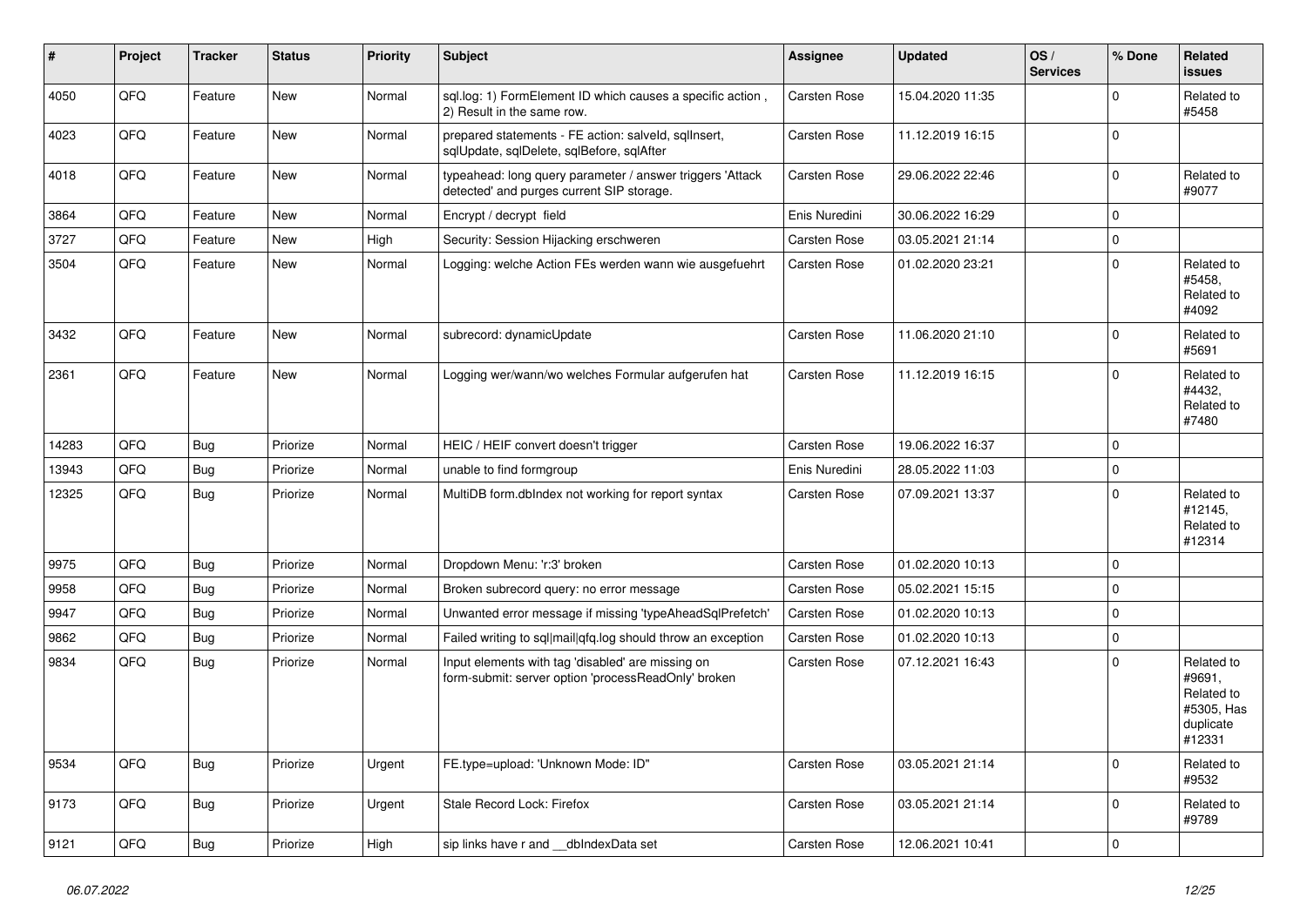| # | Project | Tracker | Status | Priority | Subject | Assignee | Updated | OS / Services | % Done | Related issues |
|---|---|---|---|---|---|---|---|---|---|---|
| 4050 | QFQ | Feature | New | Normal | sql.log: 1) FormElement ID which causes a specific action , 2) Result in the same row. | Carsten Rose | 15.04.2020 11:35 | | 0 | Related to #5458 |
| 4023 | QFQ | Feature | New | Normal | prepared statements - FE action: salveld, sqlInsert, sqlUpdate, sqlDelete, sqlBefore, sqlAfter | Carsten Rose | 11.12.2019 16:15 | | 0 | |
| 4018 | QFQ | Feature | New | Normal | typeahead: long query parameter / answer triggers 'Attack detected' and purges current SIP storage. | Carsten Rose | 29.06.2022 22:46 | | 0 | Related to #9077 |
| 3864 | QFQ | Feature | New | Normal | Encrypt / decrypt field | Enis Nuredini | 30.06.2022 16:29 | | 0 | |
| 3727 | QFQ | Feature | New | High | Security: Session Hijacking erschweren | Carsten Rose | 03.05.2021 21:14 | | 0 | |
| 3504 | QFQ | Feature | New | Normal | Logging: welche Action FEs werden wann wie ausgefuehrt | Carsten Rose | 01.02.2020 23:21 | | 0 | Related to #5458, Related to #4092 |
| 3432 | QFQ | Feature | New | Normal | subrecord: dynamicUpdate | Carsten Rose | 11.06.2020 21:10 | | 0 | Related to #5691 |
| 2361 | QFQ | Feature | New | Normal | Logging wer/wann/wo welches Formular aufgerufen hat | Carsten Rose | 11.12.2019 16:15 | | 0 | Related to #4432, Related to #7480 |
| 14283 | QFQ | Bug | Priorize | Normal | HEIC / HEIF convert doesn't trigger | Carsten Rose | 19.06.2022 16:37 | | 0 | |
| 13943 | QFQ | Bug | Priorize | Normal | unable to find formgroup | Enis Nuredini | 28.05.2022 11:03 | | 0 | |
| 12325 | QFQ | Bug | Priorize | Normal | MultiDB form.dblndex not working for report syntax | Carsten Rose | 07.09.2021 13:37 | | 0 | Related to #12145, Related to #12314 |
| 9975 | QFQ | Bug | Priorize | Normal | Dropdown Menu: 'r:3' broken | Carsten Rose | 01.02.2020 10:13 | | 0 | |
| 9958 | QFQ | Bug | Priorize | Normal | Broken subrecord query: no error message | Carsten Rose | 05.02.2021 15:15 | | 0 | |
| 9947 | QFQ | Bug | Priorize | Normal | Unwanted error message if missing 'typeAheadSqlPrefetch' | Carsten Rose | 01.02.2020 10:13 | | 0 | |
| 9862 | QFQ | Bug | Priorize | Normal | Failed writing to sql\|mail\|qfq.log should throw an exception | Carsten Rose | 01.02.2020 10:13 | | 0 | |
| 9834 | QFQ | Bug | Priorize | Normal | Input elements with tag 'disabled' are missing on form-submit: server option 'processReadOnly' broken | Carsten Rose | 07.12.2021 16:43 | | 0 | Related to #9691, Related to #5305, Has duplicate #12331 |
| 9534 | QFQ | Bug | Priorize | Urgent | FE.type=upload: 'Unknown Mode: ID" | Carsten Rose | 03.05.2021 21:14 | | 0 | Related to #9532 |
| 9173 | QFQ | Bug | Priorize | Urgent | Stale Record Lock: Firefox | Carsten Rose | 03.05.2021 21:14 | | 0 | Related to #9789 |
| 9121 | QFQ | Bug | Priorize | High | sip links have r and __dbIndexData set | Carsten Rose | 12.06.2021 10:41 | | 0 | |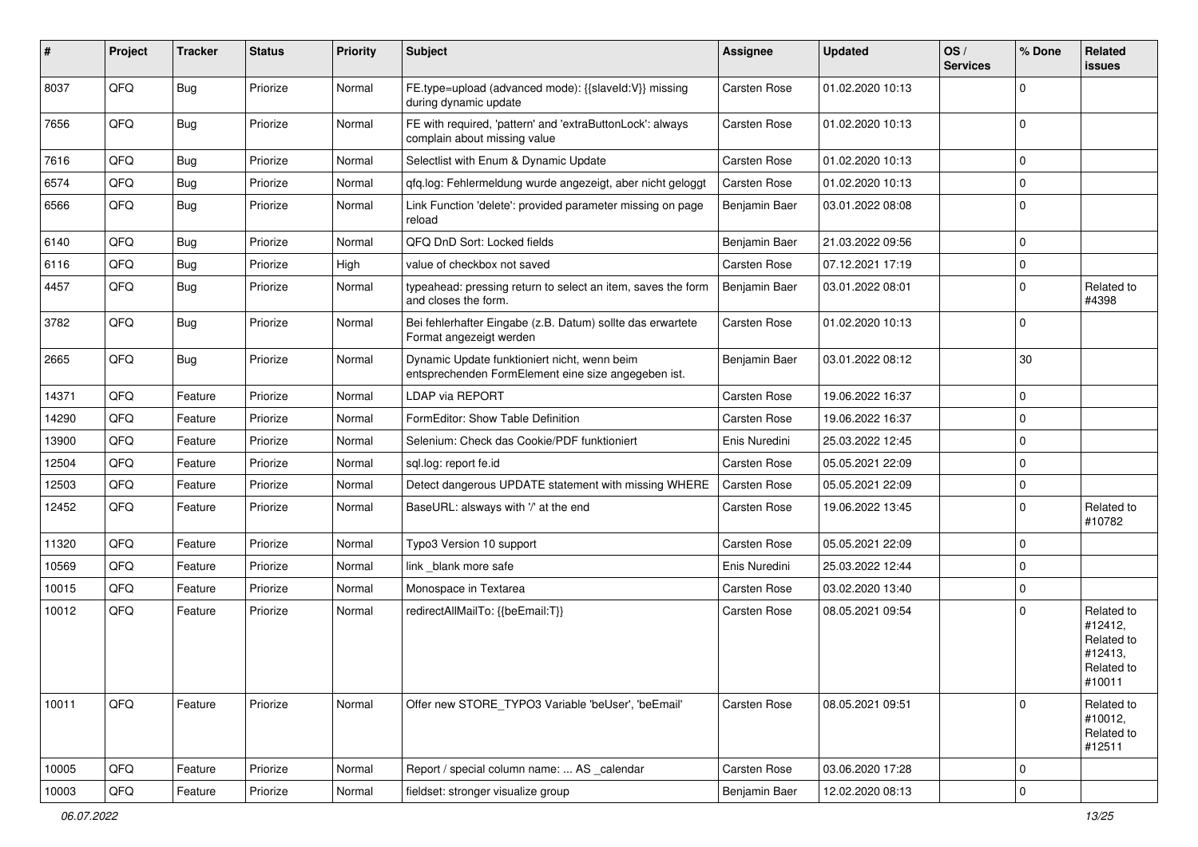| # | Project | Tracker | Status | Priority | Subject | Assignee | Updated | OS / Services | % Done | Related issues |
|---|---|---|---|---|---|---|---|---|---|---|
| 8037 | QFQ | Bug | Priorize | Normal | FE.type=upload (advanced mode): {{slaveId:V}} missing during dynamic update | Carsten Rose | 01.02.2020 10:13 | | 0 | |
| 7656 | QFQ | Bug | Priorize | Normal | FE with required, 'pattern' and 'extraButtonLock': always complain about missing value | Carsten Rose | 01.02.2020 10:13 | | 0 | |
| 7616 | QFQ | Bug | Priorize | Normal | Selectlist with Enum & Dynamic Update | Carsten Rose | 01.02.2020 10:13 | | 0 | |
| 6574 | QFQ | Bug | Priorize | Normal | qfq.log: Fehlermeldung wurde angezeigt, aber nicht geloggt | Carsten Rose | 01.02.2020 10:13 | | 0 | |
| 6566 | QFQ | Bug | Priorize | Normal | Link Function 'delete': provided parameter missing on page reload | Benjamin Baer | 03.01.2022 08:08 | | 0 | |
| 6140 | QFQ | Bug | Priorize | Normal | QFQ DnD Sort: Locked fields | Benjamin Baer | 21.03.2022 09:56 | | 0 | |
| 6116 | QFQ | Bug | Priorize | High | value of checkbox not saved | Carsten Rose | 07.12.2021 17:19 | | 0 | |
| 4457 | QFQ | Bug | Priorize | Normal | typeahead: pressing return to select an item, saves the form and closes the form. | Benjamin Baer | 03.01.2022 08:01 | | 0 | Related to #4398 |
| 3782 | QFQ | Bug | Priorize | Normal | Bei fehlerhafter Eingabe (z.B. Datum) sollte das erwartete Format angezeigt werden | Carsten Rose | 01.02.2020 10:13 | | 0 | |
| 2665 | QFQ | Bug | Priorize | Normal | Dynamic Update funktioniert nicht, wenn beim entsprechenden FormElement eine size angegeben ist. | Benjamin Baer | 03.01.2022 08:12 | | 30 | |
| 14371 | QFQ | Feature | Priorize | Normal | LDAP via REPORT | Carsten Rose | 19.06.2022 16:37 | | 0 | |
| 14290 | QFQ | Feature | Priorize | Normal | FormEditor: Show Table Definition | Carsten Rose | 19.06.2022 16:37 | | 0 | |
| 13900 | QFQ | Feature | Priorize | Normal | Selenium: Check das Cookie/PDF funktioniert | Enis Nuredini | 25.03.2022 12:45 | | 0 | |
| 12504 | QFQ | Feature | Priorize | Normal | sql.log: report fe.id | Carsten Rose | 05.05.2021 22:09 | | 0 | |
| 12503 | QFQ | Feature | Priorize | Normal | Detect dangerous UPDATE statement with missing WHERE | Carsten Rose | 05.05.2021 22:09 | | 0 | |
| 12452 | QFQ | Feature | Priorize | Normal | BaseURL: alsways with '/' at the end | Carsten Rose | 19.06.2022 13:45 | | 0 | Related to #10782 |
| 11320 | QFQ | Feature | Priorize | Normal | Typo3 Version 10 support | Carsten Rose | 05.05.2021 22:09 | | 0 | |
| 10569 | QFQ | Feature | Priorize | Normal | link _blank more safe | Enis Nuredini | 25.03.2022 12:44 | | 0 | |
| 10015 | QFQ | Feature | Priorize | Normal | Monospace in Textarea | Carsten Rose | 03.02.2020 13:40 | | 0 | |
| 10012 | QFQ | Feature | Priorize | Normal | redirectAllMailTo: {{beEmail:T}} | Carsten Rose | 08.05.2021 09:54 | | 0 | Related to #12412, Related to #12413, Related to #10011 |
| 10011 | QFQ | Feature | Priorize | Normal | Offer new STORE_TYPO3 Variable 'beUser', 'beEmail' | Carsten Rose | 08.05.2021 09:51 | | 0 | Related to #10012, Related to #12511 |
| 10005 | QFQ | Feature | Priorize | Normal | Report / special column name: ... AS _calendar | Carsten Rose | 03.06.2020 17:28 | | 0 | |
| 10003 | QFQ | Feature | Priorize | Normal | fieldset: stronger visualize group | Benjamin Baer | 12.02.2020 08:13 | | 0 | |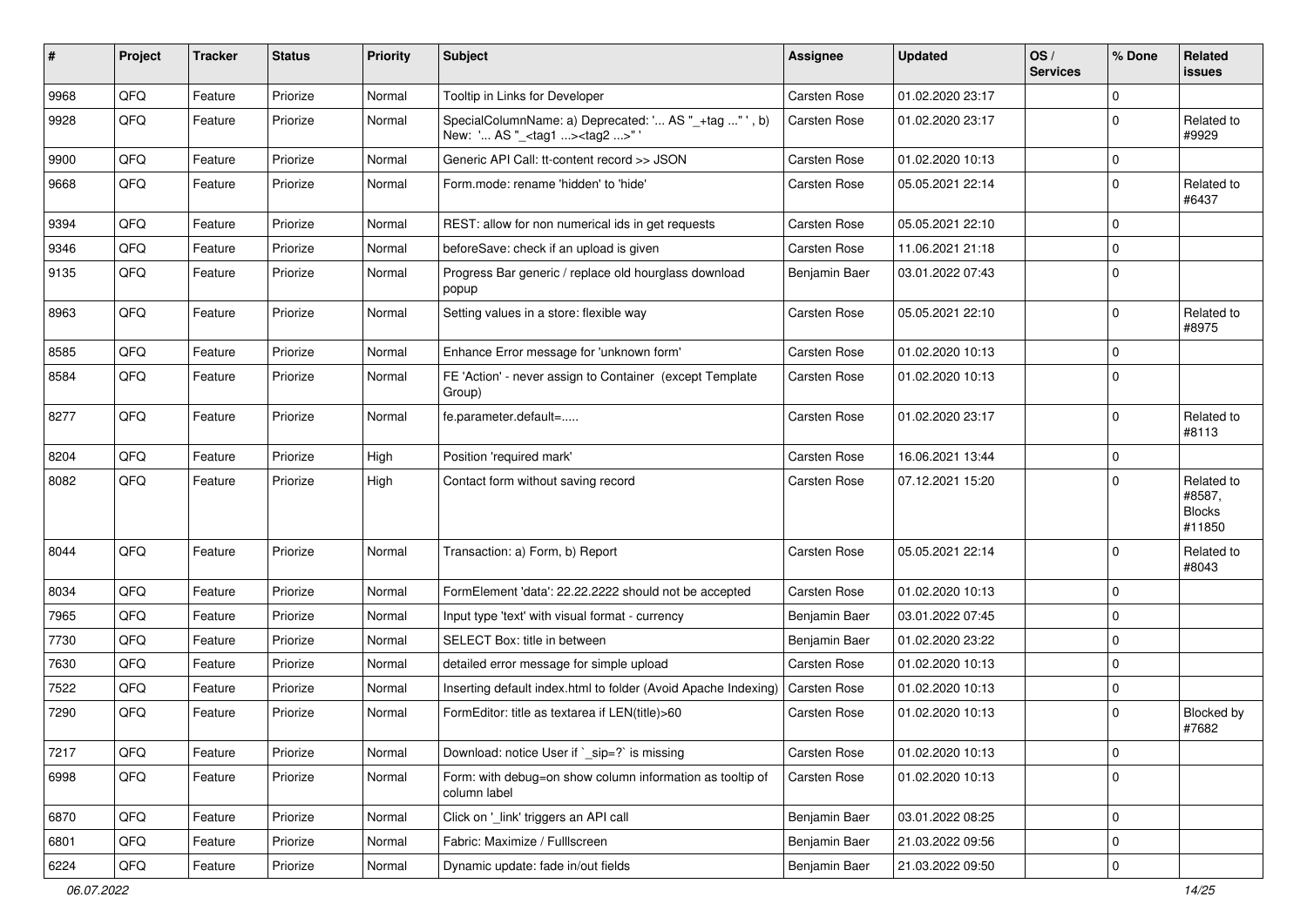| # | Project | Tracker | Status | Priority | Subject | Assignee | Updated | OS / Services | % Done | Related issues |
|---|---|---|---|---|---|---|---|---|---|---|
| 9968 | QFQ | Feature | Priorize | Normal | Tooltip in Links for Developer | Carsten Rose | 01.02.2020 23:17 | | 0 | |
| 9928 | QFQ | Feature | Priorize | Normal | SpecialColumnName: a) Deprecated: '... AS "_+tag ..." ', b) New: '... AS "_<tag1 ...><tag2 ...>" ' | Carsten Rose | 01.02.2020 23:17 | | 0 | Related to #9929 |
| 9900 | QFQ | Feature | Priorize | Normal | Generic API Call: tt-content record >> JSON | Carsten Rose | 01.02.2020 10:13 | | 0 | |
| 9668 | QFQ | Feature | Priorize | Normal | Form.mode: rename 'hidden' to 'hide' | Carsten Rose | 05.05.2021 22:14 | | 0 | Related to #6437 |
| 9394 | QFQ | Feature | Priorize | Normal | REST: allow for non numerical ids in get requests | Carsten Rose | 05.05.2021 22:10 | | 0 | |
| 9346 | QFQ | Feature | Priorize | Normal | beforeSave: check if an upload is given | Carsten Rose | 11.06.2021 21:18 | | 0 | |
| 9135 | QFQ | Feature | Priorize | Normal | Progress Bar generic / replace old hourglass download popup | Benjamin Baer | 03.01.2022 07:43 | | 0 | |
| 8963 | QFQ | Feature | Priorize | Normal | Setting values in a store: flexible way | Carsten Rose | 05.05.2021 22:10 | | 0 | Related to #8975 |
| 8585 | QFQ | Feature | Priorize | Normal | Enhance Error message for 'unknown form' | Carsten Rose | 01.02.2020 10:13 | | 0 | |
| 8584 | QFQ | Feature | Priorize | Normal | FE 'Action' - never assign to Container (except Template Group) | Carsten Rose | 01.02.2020 10:13 | | 0 | |
| 8277 | QFQ | Feature | Priorize | Normal | fe.parameter.default=..... | Carsten Rose | 01.02.2020 23:17 | | 0 | Related to #8113 |
| 8204 | QFQ | Feature | Priorize | High | Position 'required mark' | Carsten Rose | 16.06.2021 13:44 | | 0 | |
| 8082 | QFQ | Feature | Priorize | High | Contact form without saving record | Carsten Rose | 07.12.2021 15:20 | | 0 | Related to #8587, Blocks #11850 |
| 8044 | QFQ | Feature | Priorize | Normal | Transaction: a) Form, b) Report | Carsten Rose | 05.05.2021 22:14 | | 0 | Related to #8043 |
| 8034 | QFQ | Feature | Priorize | Normal | FormElement 'data': 22.22.2222 should not be accepted | Carsten Rose | 01.02.2020 10:13 | | 0 | |
| 7965 | QFQ | Feature | Priorize | Normal | Input type 'text' with visual format - currency | Benjamin Baer | 03.01.2022 07:45 | | 0 | |
| 7730 | QFQ | Feature | Priorize | Normal | SELECT Box: title in between | Benjamin Baer | 01.02.2020 23:22 | | 0 | |
| 7630 | QFQ | Feature | Priorize | Normal | detailed error message for simple upload | Carsten Rose | 01.02.2020 10:13 | | 0 | |
| 7522 | QFQ | Feature | Priorize | Normal | Inserting default index.html to folder (Avoid Apache Indexing) | Carsten Rose | 01.02.2020 10:13 | | 0 | |
| 7290 | QFQ | Feature | Priorize | Normal | FormEditor: title as textarea if LEN(title)>60 | Carsten Rose | 01.02.2020 10:13 | | 0 | Blocked by #7682 |
| 7217 | QFQ | Feature | Priorize | Normal | Download: notice User if `_sip=?` is missing | Carsten Rose | 01.02.2020 10:13 | | 0 | |
| 6998 | QFQ | Feature | Priorize | Normal | Form: with debug=on show column information as tooltip of column label | Carsten Rose | 01.02.2020 10:13 | | 0 | |
| 6870 | QFQ | Feature | Priorize | Normal | Click on '_link' triggers an API call | Benjamin Baer | 03.01.2022 08:25 | | 0 | |
| 6801 | QFQ | Feature | Priorize | Normal | Fabric: Maximize / FullIscreen | Benjamin Baer | 21.03.2022 09:56 | | 0 | |
| 6224 | QFQ | Feature | Priorize | Normal | Dynamic update: fade in/out fields | Benjamin Baer | 21.03.2022 09:50 | | 0 | |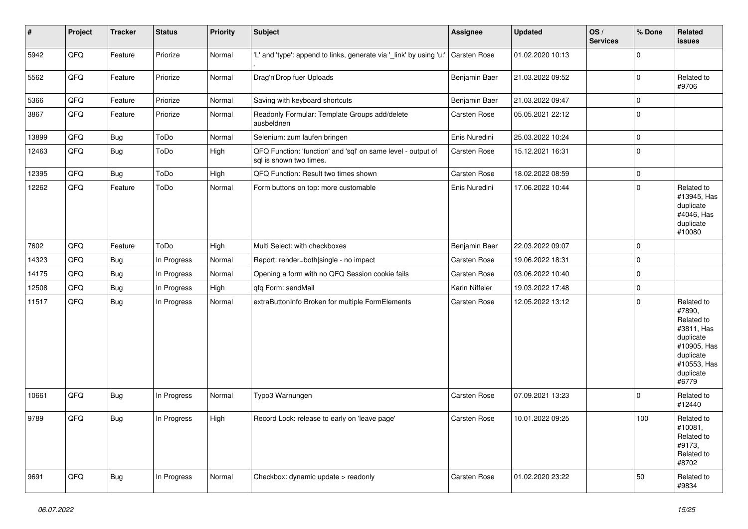| # | Project | Tracker | Status | Priority | Subject | Assignee | Updated | OS / Services | % Done | Related issues |
|---|---|---|---|---|---|---|---|---|---|---|
| 5942 | QFQ | Feature | Priorize | Normal | 'L' and 'type': append to links, generate via '_link' by using 'u:' . | Carsten Rose | 01.02.2020 10:13 | | 0 | |
| 5562 | QFQ | Feature | Priorize | Normal | Drag'n'Drop fuer Uploads | Benjamin Baer | 21.03.2022 09:52 | | 0 | Related to #9706 |
| 5366 | QFQ | Feature | Priorize | Normal | Saving with keyboard shortcuts | Benjamin Baer | 21.03.2022 09:47 | | 0 | |
| 3867 | QFQ | Feature | Priorize | Normal | Readonly Formular: Template Groups add/delete ausbeldnen | Carsten Rose | 05.05.2021 22:12 | | 0 | |
| 13899 | QFQ | Bug | ToDo | Normal | Selenium: zum laufen bringen | Enis Nuredini | 25.03.2022 10:24 | | 0 | |
| 12463 | QFQ | Bug | ToDo | High | QFQ Function: 'function' and 'sql' on same level - output of sql is shown two times. | Carsten Rose | 15.12.2021 16:31 | | 0 | |
| 12395 | QFQ | Bug | ToDo | High | QFQ Function: Result two times shown | Carsten Rose | 18.02.2022 08:59 | | 0 | |
| 12262 | QFQ | Feature | ToDo | Normal | Form buttons on top: more customable | Enis Nuredini | 17.06.2022 10:44 | | 0 | Related to #13945, Has duplicate #4046, Has duplicate #10080 |
| 7602 | QFQ | Feature | ToDo | High | Multi Select: with checkboxes | Benjamin Baer | 22.03.2022 09:07 | | 0 | |
| 14323 | QFQ | Bug | In Progress | Normal | Report: render=both\|single - no impact | Carsten Rose | 19.06.2022 18:31 | | 0 | |
| 14175 | QFQ | Bug | In Progress | Normal | Opening a form with no QFQ Session cookie fails | Carsten Rose | 03.06.2022 10:40 | | 0 | |
| 12508 | QFQ | Bug | In Progress | High | qfq Form: sendMail | Karin Niffeler | 19.03.2022 17:48 | | 0 | |
| 11517 | QFQ | Bug | In Progress | Normal | extraButtonInfo Broken for multiple FormElements | Carsten Rose | 12.05.2022 13:12 | | 0 | Related to #7890, Related to #3811, Has duplicate #10905, Has duplicate #10553, Has duplicate #6779 |
| 10661 | QFQ | Bug | In Progress | Normal | Typo3 Warnungen | Carsten Rose | 07.09.2021 13:23 | | 0 | Related to #12440 |
| 9789 | QFQ | Bug | In Progress | High | Record Lock: release to early on 'leave page' | Carsten Rose | 10.01.2022 09:25 | | 100 | Related to #10081, Related to #9173, Related to #8702 |
| 9691 | QFQ | Bug | In Progress | Normal | Checkbox: dynamic update > readonly | Carsten Rose | 01.02.2020 23:22 | | 50 | Related to #9834 |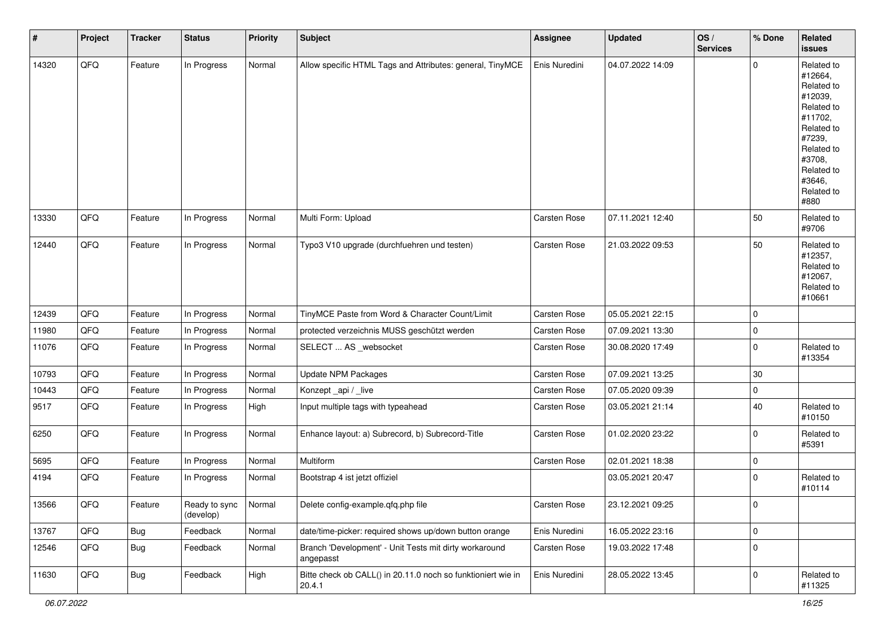| # | Project | Tracker | Status | Priority | Subject | Assignee | Updated | OS / Services | % Done | Related issues |
|---|---|---|---|---|---|---|---|---|---|---|
| 14320 | QFQ | Feature | In Progress | Normal | Allow specific HTML Tags and Attributes: general, TinyMCE | Enis Nuredini | 04.07.2022 14:09 | | 0 | Related to #12664, Related to #12039, Related to #11702, Related to #7239, Related to #3708, Related to #3646, Related to #880 |
| 13330 | QFQ | Feature | In Progress | Normal | Multi Form: Upload | Carsten Rose | 07.11.2021 12:40 | | 50 | Related to #9706 |
| 12440 | QFQ | Feature | In Progress | Normal | Typo3 V10 upgrade (durchfuehren und testen) | Carsten Rose | 21.03.2022 09:53 | | 50 | Related to #12357, Related to #12067, Related to #10661 |
| 12439 | QFQ | Feature | In Progress | Normal | TinyMCE Paste from Word & Character Count/Limit | Carsten Rose | 05.05.2021 22:15 | | 0 | |
| 11980 | QFQ | Feature | In Progress | Normal | protected verzeichnis MUSS geschützt werden | Carsten Rose | 07.09.2021 13:30 | | 0 | |
| 11076 | QFQ | Feature | In Progress | Normal | SELECT ... AS _websocket | Carsten Rose | 30.08.2020 17:49 | | 0 | Related to #13354 |
| 10793 | QFQ | Feature | In Progress | Normal | Update NPM Packages | Carsten Rose | 07.09.2021 13:25 | | 30 | |
| 10443 | QFQ | Feature | In Progress | Normal | Konzept _api / _live | Carsten Rose | 07.05.2020 09:39 | | 0 | |
| 9517 | QFQ | Feature | In Progress | High | Input multiple tags with typeahead | Carsten Rose | 03.05.2021 21:14 | | 40 | Related to #10150 |
| 6250 | QFQ | Feature | In Progress | Normal | Enhance layout: a) Subrecord, b) Subrecord-Title | Carsten Rose | 01.02.2020 23:22 | | 0 | Related to #5391 |
| 5695 | QFQ | Feature | In Progress | Normal | Multiform | Carsten Rose | 02.01.2021 18:38 | | 0 | |
| 4194 | QFQ | Feature | In Progress | Normal | Bootstrap 4 ist jetzt offiziel | | 03.05.2021 20:47 | | 0 | Related to #10114 |
| 13566 | QFQ | Feature | Ready to sync (develop) | Normal | Delete config-example.qfq.php file | Carsten Rose | 23.12.2021 09:25 | | 0 | |
| 13767 | QFQ | Bug | Feedback | Normal | date/time-picker: required shows up/down button orange | Enis Nuredini | 16.05.2022 23:16 | | 0 | |
| 12546 | QFQ | Bug | Feedback | Normal | Branch 'Development' - Unit Tests mit dirty workaround angepasst | Carsten Rose | 19.03.2022 17:48 | | 0 | |
| 11630 | QFQ | Bug | Feedback | High | Bitte check ob CALL() in 20.11.0 noch so funktioniert wie in 20.4.1 | Enis Nuredini | 28.05.2022 13:45 | | 0 | Related to #11325 |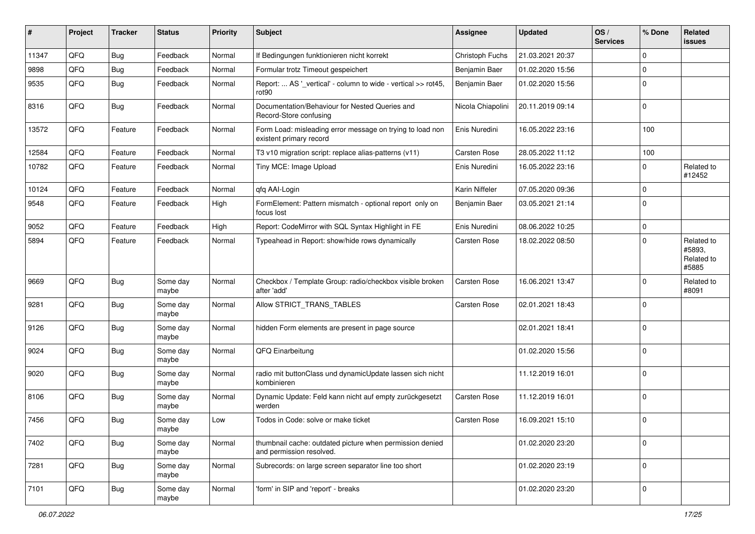| # | Project | Tracker | Status | Priority | Subject | Assignee | Updated | OS / Services | % Done | Related issues |
|---|---|---|---|---|---|---|---|---|---|---|
| 11347 | QFQ | Bug | Feedback | Normal | If Bedingungen funktionieren nicht korrekt | Christoph Fuchs | 21.03.2021 20:37 | | 0 | |
| 9898 | QFQ | Bug | Feedback | Normal | Formular trotz Timeout gespeichert | Benjamin Baer | 01.02.2020 15:56 | | 0 | |
| 9535 | QFQ | Bug | Feedback | Normal | Report: ... AS '_vertical' - column to wide - vertical >> rot45, rot90 | Benjamin Baer | 01.02.2020 15:56 | | 0 | |
| 8316 | QFQ | Bug | Feedback | Normal | Documentation/Behaviour for Nested Queries and Record-Store confusing | Nicola Chiapolini | 20.11.2019 09:14 | | 0 | |
| 13572 | QFQ | Feature | Feedback | Normal | Form Load: misleading error message on trying to load non existent primary record | Enis Nuredini | 16.05.2022 23:16 | | 100 | |
| 12584 | QFQ | Feature | Feedback | Normal | T3 v10 migration script: replace alias-patterns (v11) | Carsten Rose | 28.05.2022 11:12 | | 100 | |
| 10782 | QFQ | Feature | Feedback | Normal | Tiny MCE: Image Upload | Enis Nuredini | 16.05.2022 23:16 | | 0 | Related to #12452 |
| 10124 | QFQ | Feature | Feedback | Normal | qfq AAI-Login | Karin Niffeler | 07.05.2020 09:36 | | 0 | |
| 9548 | QFQ | Feature | Feedback | High | FormElement: Pattern mismatch - optional report only on focus lost | Benjamin Baer | 03.05.2021 21:14 | | 0 | |
| 9052 | QFQ | Feature | Feedback | High | Report: CodeMirror with SQL Syntax Highlight in FE | Enis Nuredini | 08.06.2022 10:25 | | 0 | |
| 5894 | QFQ | Feature | Feedback | Normal | Typeahead in Report: show/hide rows dynamically | Carsten Rose | 18.02.2022 08:50 | | 0 | Related to #5893, Related to #5885 |
| 9669 | QFQ | Bug | Some day maybe | Normal | Checkbox / Template Group: radio/checkbox visible broken after 'add' | Carsten Rose | 16.06.2021 13:47 | | 0 | Related to #8091 |
| 9281 | QFQ | Bug | Some day maybe | Normal | Allow STRICT_TRANS_TABLES | Carsten Rose | 02.01.2021 18:43 | | 0 | |
| 9126 | QFQ | Bug | Some day maybe | Normal | hidden Form elements are present in page source | | 02.01.2021 18:41 | | 0 | |
| 9024 | QFQ | Bug | Some day maybe | Normal | QFQ Einarbeitung | | 01.02.2020 15:56 | | 0 | |
| 9020 | QFQ | Bug | Some day maybe | Normal | radio mit buttonClass und dynamicUpdate lassen sich nicht kombinieren | | 11.12.2019 16:01 | | 0 | |
| 8106 | QFQ | Bug | Some day maybe | Normal | Dynamic Update: Feld kann nicht auf empty zurückgesetzt werden | Carsten Rose | 11.12.2019 16:01 | | 0 | |
| 7456 | QFQ | Bug | Some day maybe | Low | Todos in Code: solve or make ticket | Carsten Rose | 16.09.2021 15:10 | | 0 | |
| 7402 | QFQ | Bug | Some day maybe | Normal | thumbnail cache: outdated picture when permission denied and permission resolved. | | 01.02.2020 23:20 | | 0 | |
| 7281 | QFQ | Bug | Some day maybe | Normal | Subrecords: on large screen separator line too short | | 01.02.2020 23:19 | | 0 | |
| 7101 | QFQ | Bug | Some day maybe | Normal | 'form' in SIP and 'report' - breaks | | 01.02.2020 23:20 | | 0 | |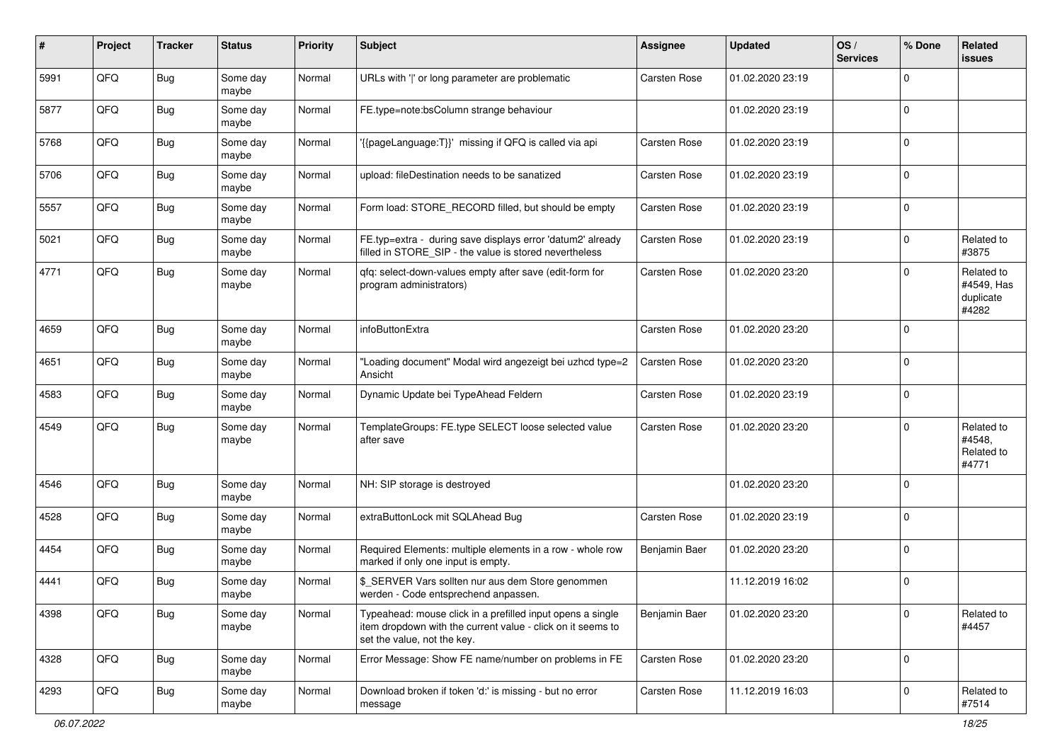| # | Project | Tracker | Status | Priority | Subject | Assignee | Updated | OS / Services | % Done | Related issues |
|---|---|---|---|---|---|---|---|---|---|---|
| 5991 | QFQ | Bug | Some day maybe | Normal | URLs with '\|' or long parameter are problematic | Carsten Rose | 01.02.2020 23:19 | | 0 | |
| 5877 | QFQ | Bug | Some day maybe | Normal | FE.type=note:bsColumn strange behaviour | | 01.02.2020 23:19 | | 0 | |
| 5768 | QFQ | Bug | Some day maybe | Normal | '{{pageLanguage:T}}' missing if QFQ is called via api | Carsten Rose | 01.02.2020 23:19 | | 0 | |
| 5706 | QFQ | Bug | Some day maybe | Normal | upload: fileDestination needs to be sanatized | Carsten Rose | 01.02.2020 23:19 | | 0 | |
| 5557 | QFQ | Bug | Some day maybe | Normal | Form load: STORE_RECORD filled, but should be empty | Carsten Rose | 01.02.2020 23:19 | | 0 | |
| 5021 | QFQ | Bug | Some day maybe | Normal | FE.typ=extra - during save displays error 'datum2' already filled in STORE_SIP - the value is stored nevertheless | Carsten Rose | 01.02.2020 23:19 | | 0 | Related to #3875 |
| 4771 | QFQ | Bug | Some day maybe | Normal | qfq: select-down-values empty after save (edit-form for program administrators) | Carsten Rose | 01.02.2020 23:20 | | 0 | Related to #4549, Has duplicate #4282 |
| 4659 | QFQ | Bug | Some day maybe | Normal | infoButtonExtra | Carsten Rose | 01.02.2020 23:20 | | 0 | |
| 4651 | QFQ | Bug | Some day maybe | Normal | "Loading document" Modal wird angezeigt bei uzhcd type=2 Ansicht | Carsten Rose | 01.02.2020 23:20 | | 0 | |
| 4583 | QFQ | Bug | Some day maybe | Normal | Dynamic Update bei TypeAhead Feldern | Carsten Rose | 01.02.2020 23:19 | | 0 | |
| 4549 | QFQ | Bug | Some day maybe | Normal | TemplateGroups: FE.type SELECT loose selected value after save | Carsten Rose | 01.02.2020 23:20 | | 0 | Related to #4548, Related to #4771 |
| 4546 | QFQ | Bug | Some day maybe | Normal | NH: SIP storage is destroyed | | 01.02.2020 23:20 | | 0 | |
| 4528 | QFQ | Bug | Some day maybe | Normal | extraButtonLock mit SQLAhead Bug | Carsten Rose | 01.02.2020 23:19 | | 0 | |
| 4454 | QFQ | Bug | Some day maybe | Normal | Required Elements: multiple elements in a row - whole row marked if only one input is empty. | Benjamin Baer | 01.02.2020 23:20 | | 0 | |
| 4441 | QFQ | Bug | Some day maybe | Normal | $_SERVER Vars sollten nur aus dem Store genommen werden - Code entsprechend anpassen. | | 11.12.2019 16:02 | | 0 | |
| 4398 | QFQ | Bug | Some day maybe | Normal | Typeahead: mouse click in a prefilled input opens a single item dropdown with the current value - click on it seems to set the value, not the key. | Benjamin Baer | 01.02.2020 23:20 | | 0 | Related to #4457 |
| 4328 | QFQ | Bug | Some day maybe | Normal | Error Message: Show FE name/number on problems in FE | Carsten Rose | 01.02.2020 23:20 | | 0 | |
| 4293 | QFQ | Bug | Some day maybe | Normal | Download broken if token 'd:' is missing - but no error message | Carsten Rose | 11.12.2019 16:03 | | 0 | Related to #7514 |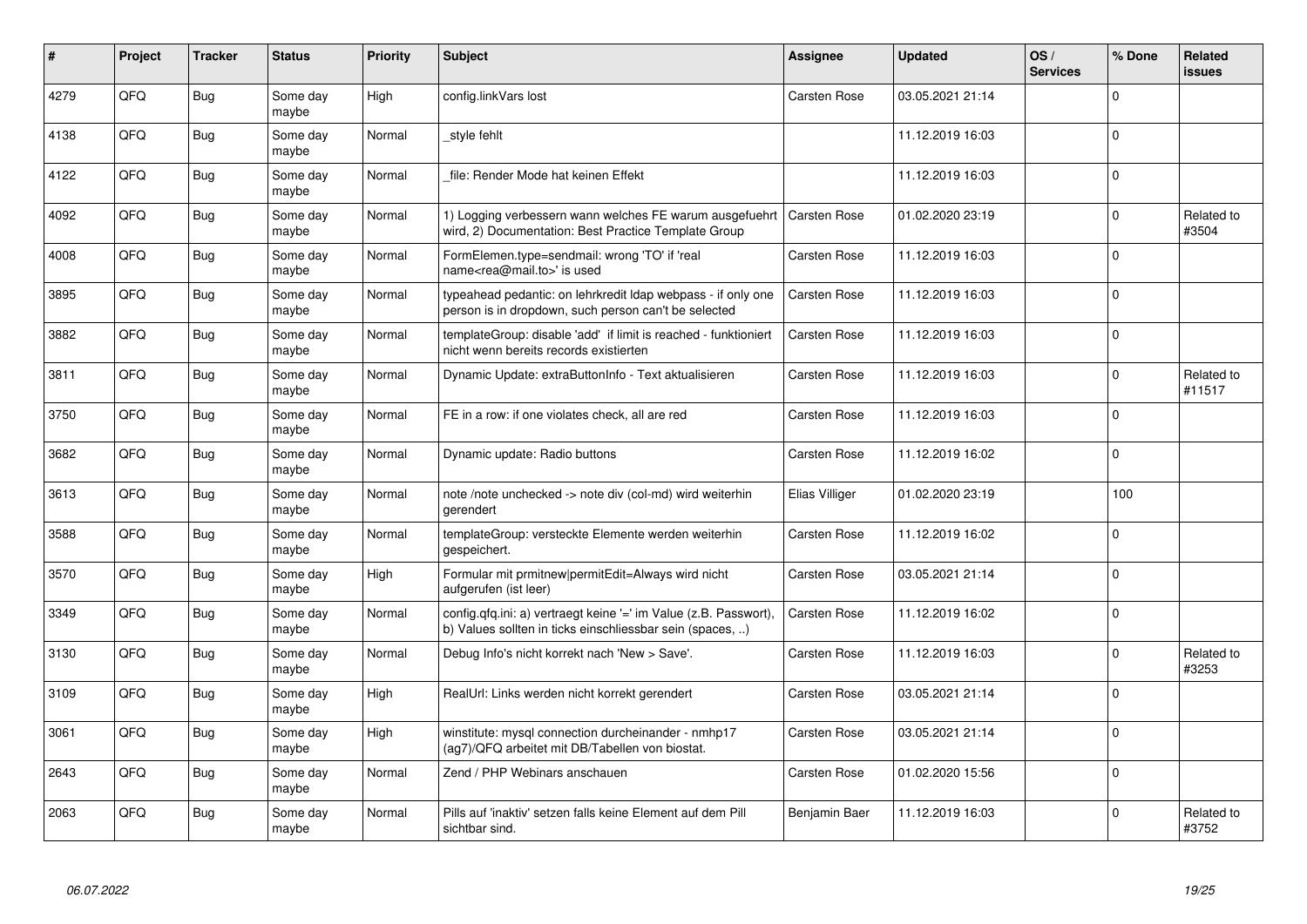| # | Project | Tracker | Status | Priority | Subject | Assignee | Updated | OS / Services | % Done | Related issues |
|---|---|---|---|---|---|---|---|---|---|---|
| 4279 | QFQ | Bug | Some day maybe | High | config.linkVars lost | Carsten Rose | 03.05.2021 21:14 | | 0 | |
| 4138 | QFQ | Bug | Some day maybe | Normal | _style fehlt | | 11.12.2019 16:03 | | 0 | |
| 4122 | QFQ | Bug | Some day maybe | Normal | _file: Render Mode hat keinen Effekt | | 11.12.2019 16:03 | | 0 | |
| 4092 | QFQ | Bug | Some day maybe | Normal | 1) Logging verbessern wann welches FE warum ausgefuehrt wird, 2) Documentation: Best Practice Template Group | Carsten Rose | 01.02.2020 23:19 | | 0 | Related to #3504 |
| 4008 | QFQ | Bug | Some day maybe | Normal | FormElemen.type=sendmail: wrong 'TO' if 'real name<rea@mail.to>' is used | Carsten Rose | 11.12.2019 16:03 | | 0 | |
| 3895 | QFQ | Bug | Some day maybe | Normal | typeahead pedantic: on lehrkredit ldap webpass - if only one person is in dropdown, such person can't be selected | Carsten Rose | 11.12.2019 16:03 | | 0 | |
| 3882 | QFQ | Bug | Some day maybe | Normal | templateGroup: disable 'add' if limit is reached - funktioniert nicht wenn bereits records existierten | Carsten Rose | 11.12.2019 16:03 | | 0 | |
| 3811 | QFQ | Bug | Some day maybe | Normal | Dynamic Update: extraButtonInfo - Text aktualisieren | Carsten Rose | 11.12.2019 16:03 | | 0 | Related to #11517 |
| 3750 | QFQ | Bug | Some day maybe | Normal | FE in a row: if one violates check, all are red | Carsten Rose | 11.12.2019 16:03 | | 0 | |
| 3682 | QFQ | Bug | Some day maybe | Normal | Dynamic update: Radio buttons | Carsten Rose | 11.12.2019 16:02 | | 0 | |
| 3613 | QFQ | Bug | Some day maybe | Normal | note /note unchecked -> note div (col-md) wird weiterhin gerendert | Elias Villiger | 01.02.2020 23:19 | | 100 | |
| 3588 | QFQ | Bug | Some day maybe | Normal | templateGroup: versteckte Elemente werden weiterhin gespeichert. | Carsten Rose | 11.12.2019 16:02 | | 0 | |
| 3570 | QFQ | Bug | Some day maybe | High | Formular mit prmitnew\|permitEdit=Always wird nicht aufgerufen (ist leer) | Carsten Rose | 03.05.2021 21:14 | | 0 | |
| 3349 | QFQ | Bug | Some day maybe | Normal | config.qfq.ini: a) vertraegt keine '=' im Value (z.B. Passwort), b) Values sollten in ticks einschliessbar sein (spaces, ..) | Carsten Rose | 11.12.2019 16:02 | | 0 | |
| 3130 | QFQ | Bug | Some day maybe | Normal | Debug Info's nicht korrekt nach 'New > Save'. | Carsten Rose | 11.12.2019 16:03 | | 0 | Related to #3253 |
| 3109 | QFQ | Bug | Some day maybe | High | RealUrl: Links werden nicht korrekt gerendert | Carsten Rose | 03.05.2021 21:14 | | 0 | |
| 3061 | QFQ | Bug | Some day maybe | High | winstitute: mysql connection durcheinander - nmhp17 (ag7)/QFQ arbeitet mit DB/Tabellen von biostat. | Carsten Rose | 03.05.2021 21:14 | | 0 | |
| 2643 | QFQ | Bug | Some day maybe | Normal | Zend / PHP Webinars anschauen | Carsten Rose | 01.02.2020 15:56 | | 0 | |
| 2063 | QFQ | Bug | Some day maybe | Normal | Pills auf 'inaktiv' setzen falls keine Element auf dem Pill sichtbar sind. | Benjamin Baer | 11.12.2019 16:03 | | 0 | Related to #3752 |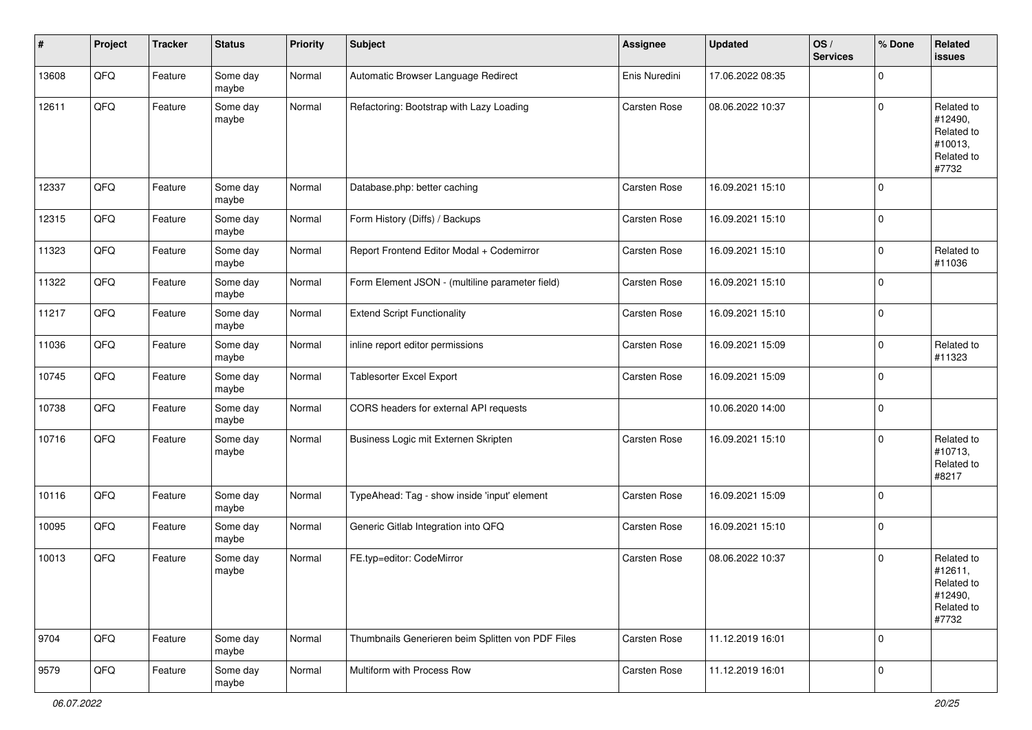| # | Project | Tracker | Status | Priority | Subject | Assignee | Updated | OS / Services | % Done | Related issues |
|---|---|---|---|---|---|---|---|---|---|---|
| 13608 | QFQ | Feature | Some day maybe | Normal | Automatic Browser Language Redirect | Enis Nuredini | 17.06.2022 08:35 | | 0 | |
| 12611 | QFQ | Feature | Some day maybe | Normal | Refactoring: Bootstrap with Lazy Loading | Carsten Rose | 08.06.2022 10:37 | | 0 | Related to #12490, Related to #10013, Related to #7732 |
| 12337 | QFQ | Feature | Some day maybe | Normal | Database.php: better caching | Carsten Rose | 16.09.2021 15:10 | | 0 | |
| 12315 | QFQ | Feature | Some day maybe | Normal | Form History (Diffs) / Backups | Carsten Rose | 16.09.2021 15:10 | | 0 | |
| 11323 | QFQ | Feature | Some day maybe | Normal | Report Frontend Editor Modal + Codemirror | Carsten Rose | 16.09.2021 15:10 | | 0 | Related to #11036 |
| 11322 | QFQ | Feature | Some day maybe | Normal | Form Element JSON - (multiline parameter field) | Carsten Rose | 16.09.2021 15:10 | | 0 | |
| 11217 | QFQ | Feature | Some day maybe | Normal | Extend Script Functionality | Carsten Rose | 16.09.2021 15:10 | | 0 | |
| 11036 | QFQ | Feature | Some day maybe | Normal | inline report editor permissions | Carsten Rose | 16.09.2021 15:09 | | 0 | Related to #11323 |
| 10745 | QFQ | Feature | Some day maybe | Normal | Tablesorter Excel Export | Carsten Rose | 16.09.2021 15:09 | | 0 | |
| 10738 | QFQ | Feature | Some day maybe | Normal | CORS headers for external API requests | | 10.06.2020 14:00 | | 0 | |
| 10716 | QFQ | Feature | Some day maybe | Normal | Business Logic mit Externen Skripten | Carsten Rose | 16.09.2021 15:10 | | 0 | Related to #10713, Related to #8217 |
| 10116 | QFQ | Feature | Some day maybe | Normal | TypeAhead: Tag - show inside 'input' element | Carsten Rose | 16.09.2021 15:09 | | 0 | |
| 10095 | QFQ | Feature | Some day maybe | Normal | Generic Gitlab Integration into QFQ | Carsten Rose | 16.09.2021 15:10 | | 0 | |
| 10013 | QFQ | Feature | Some day maybe | Normal | FE.typ=editor: CodeMirror | Carsten Rose | 08.06.2022 10:37 | | 0 | Related to #12611, Related to #12490, Related to #7732 |
| 9704 | QFQ | Feature | Some day maybe | Normal | Thumbnails Generieren beim Splitten von PDF Files | Carsten Rose | 11.12.2019 16:01 | | 0 | |
| 9579 | QFQ | Feature | Some day maybe | Normal | Multiform with Process Row | Carsten Rose | 11.12.2019 16:01 | | 0 | |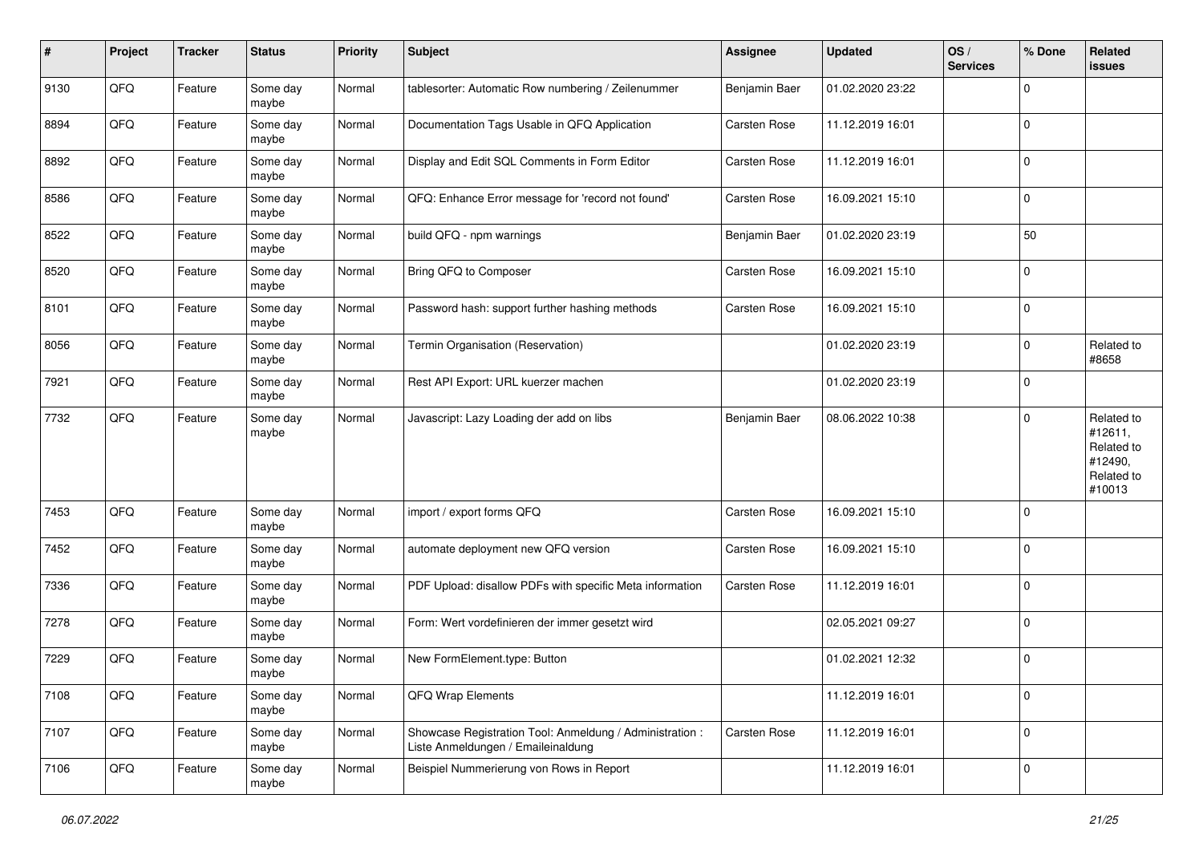| # | Project | Tracker | Status | Priority | Subject | Assignee | Updated | OS / Services | % Done | Related issues |
|---|---|---|---|---|---|---|---|---|---|---|
| 9130 | QFQ | Feature | Some day maybe | Normal | tablesorter: Automatic Row numbering / Zeilenummer | Benjamin Baer | 01.02.2020 23:22 | | 0 | |
| 8894 | QFQ | Feature | Some day maybe | Normal | Documentation Tags Usable in QFQ Application | Carsten Rose | 11.12.2019 16:01 | | 0 | |
| 8892 | QFQ | Feature | Some day maybe | Normal | Display and Edit SQL Comments in Form Editor | Carsten Rose | 11.12.2019 16:01 | | 0 | |
| 8586 | QFQ | Feature | Some day maybe | Normal | QFQ: Enhance Error message for 'record not found' | Carsten Rose | 16.09.2021 15:10 | | 0 | |
| 8522 | QFQ | Feature | Some day maybe | Normal | build QFQ - npm warnings | Benjamin Baer | 01.02.2020 23:19 | | 50 | |
| 8520 | QFQ | Feature | Some day maybe | Normal | Bring QFQ to Composer | Carsten Rose | 16.09.2021 15:10 | | 0 | |
| 8101 | QFQ | Feature | Some day maybe | Normal | Password hash: support further hashing methods | Carsten Rose | 16.09.2021 15:10 | | 0 | |
| 8056 | QFQ | Feature | Some day maybe | Normal | Termin Organisation (Reservation) | | 01.02.2020 23:19 | | 0 | Related to #8658 |
| 7921 | QFQ | Feature | Some day maybe | Normal | Rest API Export: URL kuerzer machen | | 01.02.2020 23:19 | | 0 | |
| 7732 | QFQ | Feature | Some day maybe | Normal | Javascript: Lazy Loading der add on libs | Benjamin Baer | 08.06.2022 10:38 | | 0 | Related to #12611, Related to #12490, Related to #10013 |
| 7453 | QFQ | Feature | Some day maybe | Normal | import / export forms QFQ | Carsten Rose | 16.09.2021 15:10 | | 0 | |
| 7452 | QFQ | Feature | Some day maybe | Normal | automate deployment new QFQ version | Carsten Rose | 16.09.2021 15:10 | | 0 | |
| 7336 | QFQ | Feature | Some day maybe | Normal | PDF Upload: disallow PDFs with specific Meta information | Carsten Rose | 11.12.2019 16:01 | | 0 | |
| 7278 | QFQ | Feature | Some day maybe | Normal | Form: Wert vordefinieren der immer gesetzt wird | | 02.05.2021 09:27 | | 0 | |
| 7229 | QFQ | Feature | Some day maybe | Normal | New FormElement.type: Button | | 01.02.2021 12:32 | | 0 | |
| 7108 | QFQ | Feature | Some day maybe | Normal | QFQ Wrap Elements | | 11.12.2019 16:01 | | 0 | |
| 7107 | QFQ | Feature | Some day maybe | Normal | Showcase Registration Tool: Anmeldung / Administration : Liste Anmeldungen / Emaileinaldung | Carsten Rose | 11.12.2019 16:01 | | 0 | |
| 7106 | QFQ | Feature | Some day maybe | Normal | Beispiel Nummerierung von Rows in Report | | 11.12.2019 16:01 | | 0 | |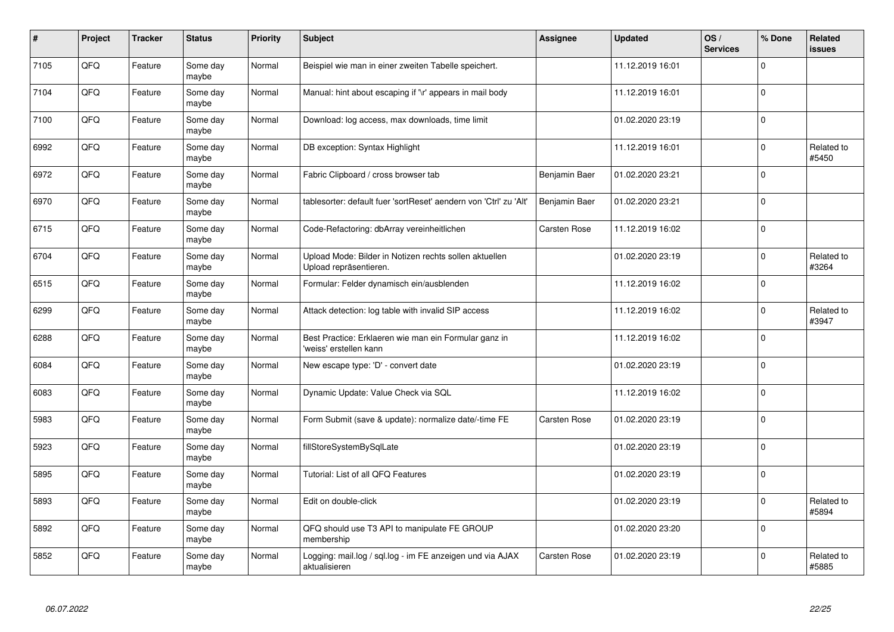| # | Project | Tracker | Status | Priority | Subject | Assignee | Updated | OS / Services | % Done | Related issues |
|---|---|---|---|---|---|---|---|---|---|---|
| 7105 | QFQ | Feature | Some day maybe | Normal | Beispiel wie man in einer zweiten Tabelle speichert. | | 11.12.2019 16:01 | | 0 | |
| 7104 | QFQ | Feature | Some day maybe | Normal | Manual: hint about escaping if '\r' appears in mail body | | 11.12.2019 16:01 | | 0 | |
| 7100 | QFQ | Feature | Some day maybe | Normal | Download: log access, max downloads, time limit | | 01.02.2020 23:19 | | 0 | |
| 6992 | QFQ | Feature | Some day maybe | Normal | DB exception: Syntax Highlight | | 11.12.2019 16:01 | | 0 | Related to #5450 |
| 6972 | QFQ | Feature | Some day maybe | Normal | Fabric Clipboard / cross browser tab | Benjamin Baer | 01.02.2020 23:21 | | 0 | |
| 6970 | QFQ | Feature | Some day maybe | Normal | tablesorter: default fuer 'sortReset' aendern von 'Ctrl' zu 'Alt' | Benjamin Baer | 01.02.2020 23:21 | | 0 | |
| 6715 | QFQ | Feature | Some day maybe | Normal | Code-Refactoring: dbArray vereinheitlichen | Carsten Rose | 11.12.2019 16:02 | | 0 | |
| 6704 | QFQ | Feature | Some day maybe | Normal | Upload Mode: Bilder in Notizen rechts sollen aktuellen Upload repräsentieren. | | 01.02.2020 23:19 | | 0 | Related to #3264 |
| 6515 | QFQ | Feature | Some day maybe | Normal | Formular: Felder dynamisch ein/ausblenden | | 11.12.2019 16:02 | | 0 | |
| 6299 | QFQ | Feature | Some day maybe | Normal | Attack detection: log table with invalid SIP access | | 11.12.2019 16:02 | | 0 | Related to #3947 |
| 6288 | QFQ | Feature | Some day maybe | Normal | Best Practice: Erklaeren wie man ein Formular ganz in 'weiss' erstellen kann | | 11.12.2019 16:02 | | 0 | |
| 6084 | QFQ | Feature | Some day maybe | Normal | New escape type: 'D' - convert date | | 01.02.2020 23:19 | | 0 | |
| 6083 | QFQ | Feature | Some day maybe | Normal | Dynamic Update: Value Check via SQL | | 11.12.2019 16:02 | | 0 | |
| 5983 | QFQ | Feature | Some day maybe | Normal | Form Submit (save & update): normalize date/-time FE | Carsten Rose | 01.02.2020 23:19 | | 0 | |
| 5923 | QFQ | Feature | Some day maybe | Normal | fillStoreSystemBySqlLate | | 01.02.2020 23:19 | | 0 | |
| 5895 | QFQ | Feature | Some day maybe | Normal | Tutorial: List of all QFQ Features | | 01.02.2020 23:19 | | 0 | |
| 5893 | QFQ | Feature | Some day maybe | Normal | Edit on double-click | | 01.02.2020 23:19 | | 0 | Related to #5894 |
| 5892 | QFQ | Feature | Some day maybe | Normal | QFQ should use T3 API to manipulate FE GROUP membership | | 01.02.2020 23:20 | | 0 | |
| 5852 | QFQ | Feature | Some day maybe | Normal | Logging: mail.log / sql.log - im FE anzeigen und via AJAX aktualisieren | Carsten Rose | 01.02.2020 23:19 | | 0 | Related to #5885 |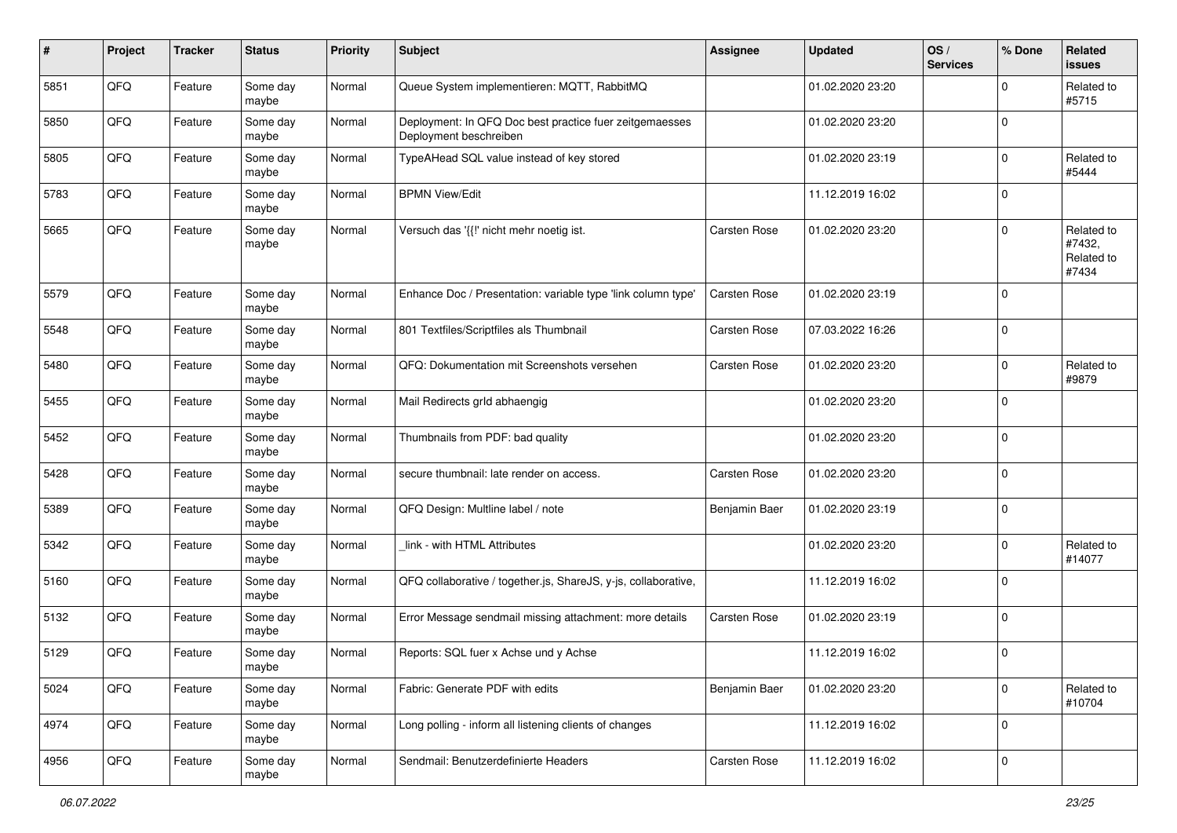| # | Project | Tracker | Status | Priority | Subject | Assignee | Updated | OS / Services | % Done | Related issues |
|---|---|---|---|---|---|---|---|---|---|---|
| 5851 | QFQ | Feature | Some day maybe | Normal | Queue System implementieren: MQTT, RabbitMQ | | 01.02.2020 23:20 | | 0 | Related to #5715 |
| 5850 | QFQ | Feature | Some day maybe | Normal | Deployment: In QFQ Doc best practice fuer zeitgemaesses Deployment beschreiben | | 01.02.2020 23:20 | | 0 | |
| 5805 | QFQ | Feature | Some day maybe | Normal | TypeAHead SQL value instead of key stored | | 01.02.2020 23:19 | | 0 | Related to #5444 |
| 5783 | QFQ | Feature | Some day maybe | Normal | BPMN View/Edit | | 11.12.2019 16:02 | | 0 | |
| 5665 | QFQ | Feature | Some day maybe | Normal | Versuch das '{{!' nicht mehr noetig ist. | Carsten Rose | 01.02.2020 23:20 | | 0 | Related to #7432, Related to #7434 |
| 5579 | QFQ | Feature | Some day maybe | Normal | Enhance Doc / Presentation: variable type 'link column type' | Carsten Rose | 01.02.2020 23:19 | | 0 | |
| 5548 | QFQ | Feature | Some day maybe | Normal | 801 Textfiles/Scriptfiles als Thumbnail | Carsten Rose | 07.03.2022 16:26 | | 0 | |
| 5480 | QFQ | Feature | Some day maybe | Normal | QFQ: Dokumentation mit Screenshots versehen | Carsten Rose | 01.02.2020 23:20 | | 0 | Related to #9879 |
| 5455 | QFQ | Feature | Some day maybe | Normal | Mail Redirects grId abhaengig | | 01.02.2020 23:20 | | 0 | |
| 5452 | QFQ | Feature | Some day maybe | Normal | Thumbnails from PDF: bad quality | | 01.02.2020 23:20 | | 0 | |
| 5428 | QFQ | Feature | Some day maybe | Normal | secure thumbnail: late render on access. | Carsten Rose | 01.02.2020 23:20 | | 0 | |
| 5389 | QFQ | Feature | Some day maybe | Normal | QFQ Design: Multline label / note | Benjamin Baer | 01.02.2020 23:19 | | 0 | |
| 5342 | QFQ | Feature | Some day maybe | Normal | _link - with HTML Attributes | | 01.02.2020 23:20 | | 0 | Related to #14077 |
| 5160 | QFQ | Feature | Some day maybe | Normal | QFQ collaborative / together.js, ShareJS, y-js, collaborative, | | 11.12.2019 16:02 | | 0 | |
| 5132 | QFQ | Feature | Some day maybe | Normal | Error Message sendmail missing attachment: more details | Carsten Rose | 01.02.2020 23:19 | | 0 | |
| 5129 | QFQ | Feature | Some day maybe | Normal | Reports: SQL fuer x Achse und y Achse | | 11.12.2019 16:02 | | 0 | |
| 5024 | QFQ | Feature | Some day maybe | Normal | Fabric: Generate PDF with edits | Benjamin Baer | 01.02.2020 23:20 | | 0 | Related to #10704 |
| 4974 | QFQ | Feature | Some day maybe | Normal | Long polling - inform all listening clients of changes | | 11.12.2019 16:02 | | 0 | |
| 4956 | QFQ | Feature | Some day maybe | Normal | Sendmail: Benutzerdefinierte Headers | Carsten Rose | 11.12.2019 16:02 | | 0 | |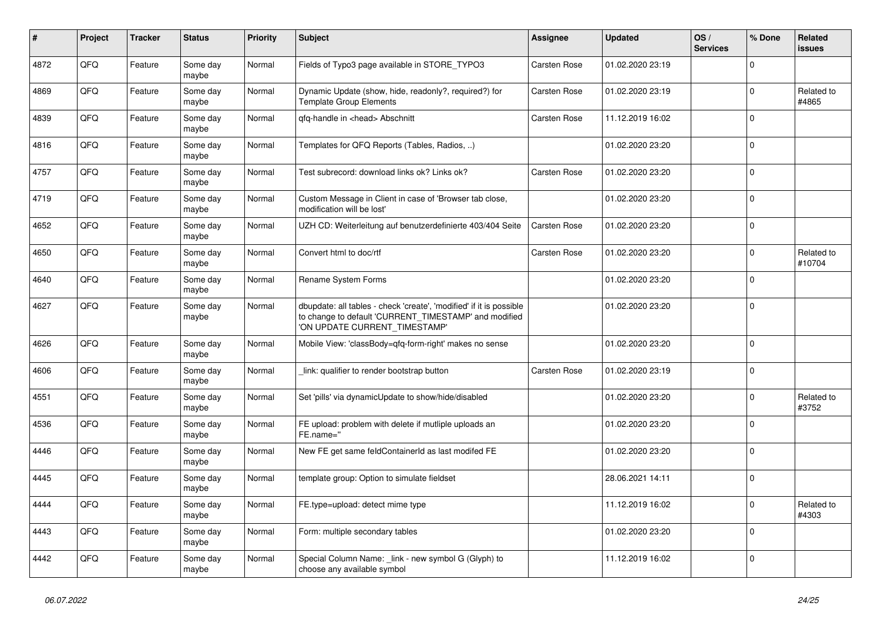| # | Project | Tracker | Status | Priority | Subject | Assignee | Updated | OS / Services | % Done | Related issues |
|---|---|---|---|---|---|---|---|---|---|---|
| 4872 | QFQ | Feature | Some day maybe | Normal | Fields of Typo3 page available in STORE_TYPO3 | Carsten Rose | 01.02.2020 23:19 | | 0 | |
| 4869 | QFQ | Feature | Some day maybe | Normal | Dynamic Update (show, hide, readonly?, required?) for Template Group Elements | Carsten Rose | 01.02.2020 23:19 | | 0 | Related to #4865 |
| 4839 | QFQ | Feature | Some day maybe | Normal | qfq-handle in <head> Abschnitt | Carsten Rose | 11.12.2019 16:02 | | 0 | |
| 4816 | QFQ | Feature | Some day maybe | Normal | Templates for QFQ Reports (Tables, Radios, ..) | | 01.02.2020 23:20 | | 0 | |
| 4757 | QFQ | Feature | Some day maybe | Normal | Test subrecord: download links ok? Links ok? | Carsten Rose | 01.02.2020 23:20 | | 0 | |
| 4719 | QFQ | Feature | Some day maybe | Normal | Custom Message in Client in case of 'Browser tab close, modification will be lost' | | 01.02.2020 23:20 | | 0 | |
| 4652 | QFQ | Feature | Some day maybe | Normal | UZH CD: Weiterleitung auf benutzerdefinierte 403/404 Seite | Carsten Rose | 01.02.2020 23:20 | | 0 | |
| 4650 | QFQ | Feature | Some day maybe | Normal | Convert html to doc/rtf | Carsten Rose | 01.02.2020 23:20 | | 0 | Related to #10704 |
| 4640 | QFQ | Feature | Some day maybe | Normal | Rename System Forms | | 01.02.2020 23:20 | | 0 | |
| 4627 | QFQ | Feature | Some day maybe | Normal | dbupdate: all tables - check 'create', 'modified' if it is possible to change to default 'CURRENT_TIMESTAMP' and modified 'ON UPDATE CURRENT_TIMESTAMP' | | 01.02.2020 23:20 | | 0 | |
| 4626 | QFQ | Feature | Some day maybe | Normal | Mobile View: 'classBody=qfq-form-right' makes no sense | | 01.02.2020 23:20 | | 0 | |
| 4606 | QFQ | Feature | Some day maybe | Normal | _link: qualifier to render bootstrap button | Carsten Rose | 01.02.2020 23:19 | | 0 | |
| 4551 | QFQ | Feature | Some day maybe | Normal | Set 'pills' via dynamicUpdate to show/hide/disabled | | 01.02.2020 23:20 | | 0 | Related to #3752 |
| 4536 | QFQ | Feature | Some day maybe | Normal | FE upload: problem with delete if mutliple uploads an FE.name='' | | 01.02.2020 23:20 | | 0 | |
| 4446 | QFQ | Feature | Some day maybe | Normal | New FE get same feldContainerId as last modifed FE | | 01.02.2020 23:20 | | 0 | |
| 4445 | QFQ | Feature | Some day maybe | Normal | template group: Option to simulate fieldset | | 28.06.2021 14:11 | | 0 | |
| 4444 | QFQ | Feature | Some day maybe | Normal | FE.type=upload: detect mime type | | 11.12.2019 16:02 | | 0 | Related to #4303 |
| 4443 | QFQ | Feature | Some day maybe | Normal | Form: multiple secondary tables | | 01.02.2020 23:20 | | 0 | |
| 4442 | QFQ | Feature | Some day maybe | Normal | Special Column Name: _link - new symbol G (Glyph) to choose any available symbol | | 11.12.2019 16:02 | | 0 | |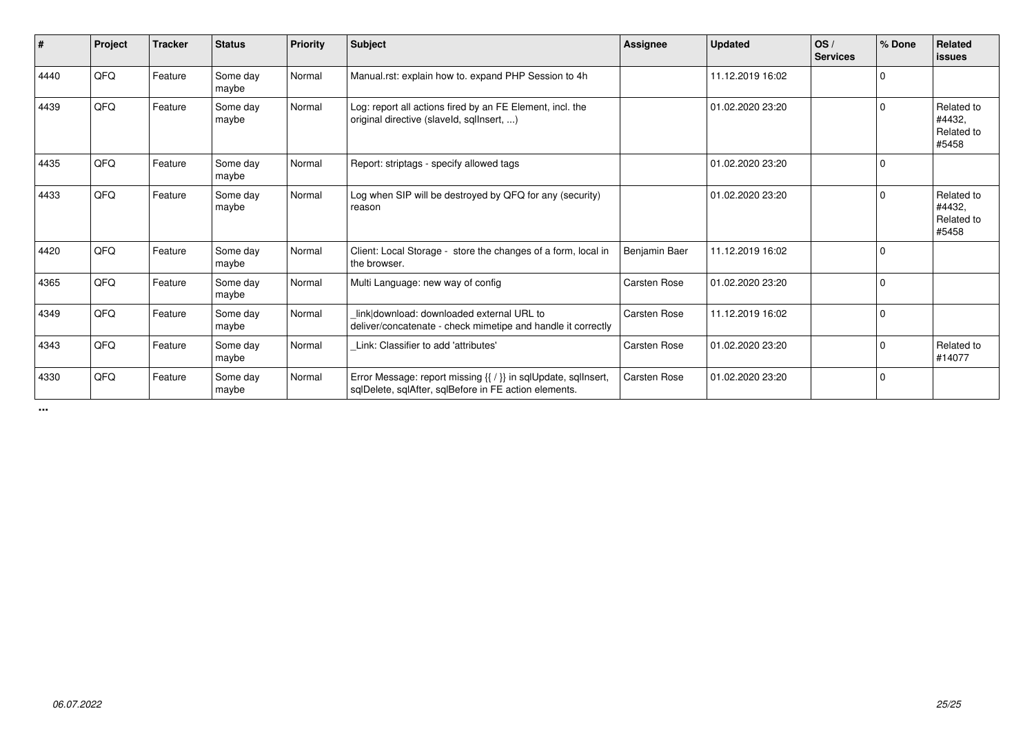| # | Project | Tracker | Status | Priority | Subject | Assignee | Updated | OS / Services | % Done | Related issues |
|---|---|---|---|---|---|---|---|---|---|---|
| 4440 | QFQ | Feature | Some day maybe | Normal | Manual.rst: explain how to. expand PHP Session to 4h | | 11.12.2019 16:02 | | 0 | |
| 4439 | QFQ | Feature | Some day maybe | Normal | Log: report all actions fired by an FE Element, incl. the original directive (slaveId, sqlInsert, ...) | | 01.02.2020 23:20 | | 0 | Related to #4432, Related to #5458 |
| 4435 | QFQ | Feature | Some day maybe | Normal | Report: striptags - specify allowed tags | | 01.02.2020 23:20 | | 0 | |
| 4433 | QFQ | Feature | Some day maybe | Normal | Log when SIP will be destroyed by QFQ for any (security) reason | | 01.02.2020 23:20 | | 0 | Related to #4432, Related to #5458 |
| 4420 | QFQ | Feature | Some day maybe | Normal | Client: Local Storage - store the changes of a form, local in the browser. | Benjamin Baer | 11.12.2019 16:02 | | 0 | |
| 4365 | QFQ | Feature | Some day maybe | Normal | Multi Language: new way of config | Carsten Rose | 01.02.2020 23:20 | | 0 | |
| 4349 | QFQ | Feature | Some day maybe | Normal | _link\|download: downloaded external URL to deliver/concatenate - check mimetipe and handle it correctly | Carsten Rose | 11.12.2019 16:02 | | 0 | |
| 4343 | QFQ | Feature | Some day maybe | Normal | _Link: Classifier to add 'attributes' | Carsten Rose | 01.02.2020 23:20 | | 0 | Related to #14077 |
| 4330 | QFQ | Feature | Some day maybe | Normal | Error Message: report missing {{ / }} in sqlUpdate, sqlInsert, sqlDelete, sqlAfter, sqlBefore in FE action elements. | Carsten Rose | 01.02.2020 23:20 | | 0 | |

...